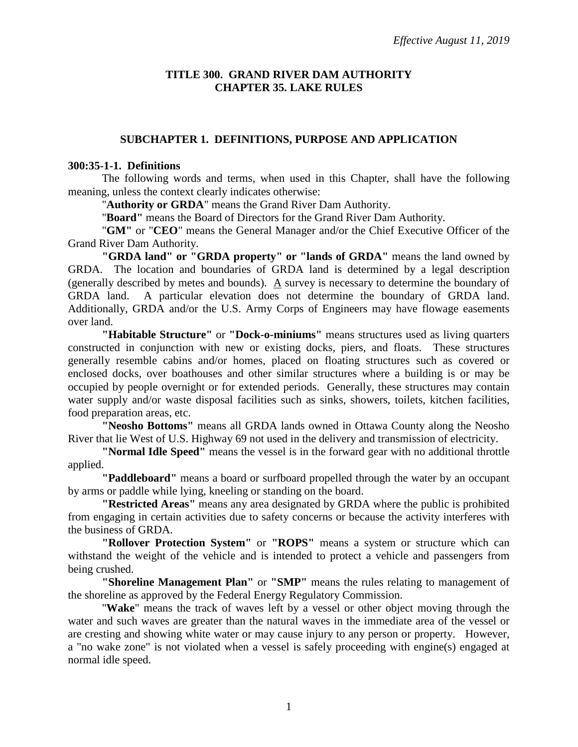*Effective August 11, 2019*

# TITLE 300. GRAND RIVER DAM AUTHORITY
# CHAPTER 35. LAKE RULES

## SUBCHAPTER 1. DEFINITIONS, PURPOSE AND APPLICATION

### 300:35-1-1. Definitions

The following words and terms, when used in this Chapter, shall have the following meaning, unless the context clearly indicates otherwise:

"**Authority or GRDA**" means the Grand River Dam Authority.

"**Board**" means the Board of Directors for the Grand River Dam Authority.

"**GM**" or "**CEO**" means the General Manager and/or the Chief Executive Officer of the Grand River Dam Authority.

**"GRDA land" or "GRDA property" or "lands of GRDA"** means the land owned by GRDA. The location and boundaries of GRDA land is determined by a legal description (generally described by metes and bounds). A survey is necessary to determine the boundary of GRDA land. A particular elevation does not determine the boundary of GRDA land. Additionally, GRDA and/or the U.S. Army Corps of Engineers may have flowage easements over land.

**"Habitable Structure"** or **"Dock-o-miniums"** means structures used as living quarters constructed in conjunction with new or existing docks, piers, and floats. These structures generally resemble cabins and/or homes, placed on floating structures such as covered or enclosed docks, over boathouses and other similar structures where a building is or may be occupied by people overnight or for extended periods. Generally, these structures may contain water supply and/or waste disposal facilities such as sinks, showers, toilets, kitchen facilities, food preparation areas, etc.

**"Neosho Bottoms"** means all GRDA lands owned in Ottawa County along the Neosho River that lie West of U.S. Highway 69 not used in the delivery and transmission of electricity.

**"Normal Idle Speed"** means the vessel is in the forward gear with no additional throttle applied.

**"Paddleboard"** means a board or surfboard propelled through the water by an occupant by arms or paddle while lying, kneeling or standing on the board.

**"Restricted Areas"** means any area designated by GRDA where the public is prohibited from engaging in certain activities due to safety concerns or because the activity interferes with the business of GRDA.

**"Rollover Protection System"** or **"ROPS"** means a system or structure which can withstand the weight of the vehicle and is intended to protect a vehicle and passengers from being crushed.

**"Shoreline Management Plan"** or **"SMP"** means the rules relating to management of the shoreline as approved by the Federal Energy Regulatory Commission.

"**Wake**" means the track of waves left by a vessel or other object moving through the water and such waves are greater than the natural waves in the immediate area of the vessel or are cresting and showing white water or may cause injury to any person or property. However, a "no wake zone" is not violated when a vessel is safely proceeding with engine(s) engaged at normal idle speed.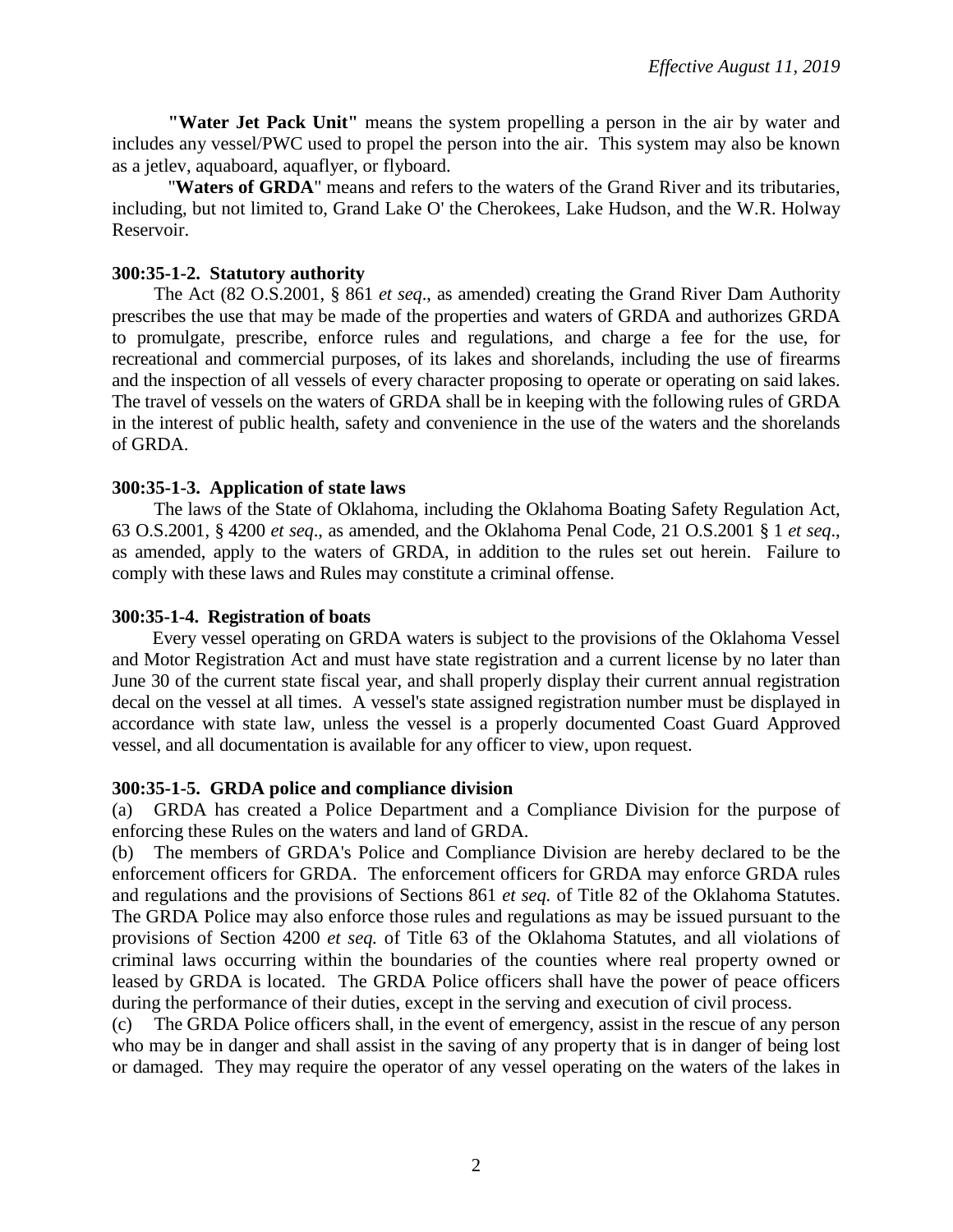"**Water Jet Pack Unit**" means the system propelling a person in the air by water and includes any vessel/PWC used to propel the person into the air. This system may also be known as a jetlev, aquaboard, aquaflyer, or flyboard.

"**Waters of GRDA**" means and refers to the waters of the Grand River and its tributaries, including, but not limited to, Grand Lake O' the Cherokees, Lake Hudson, and the W.R. Holway Reservoir.

**300:35-1-2. Statutory authority**

The Act (82 O.S.2001, § 861 *et seq*., as amended) creating the Grand River Dam Authority prescribes the use that may be made of the properties and waters of GRDA and authorizes GRDA to promulgate, prescribe, enforce rules and regulations, and charge a fee for the use, for recreational and commercial purposes, of its lakes and shorelands, including the use of firearms and the inspection of all vessels of every character proposing to operate or operating on said lakes. The travel of vessels on the waters of GRDA shall be in keeping with the following rules of GRDA in the interest of public health, safety and convenience in the use of the waters and the shorelands of GRDA.

**300:35-1-3. Application of state laws**

The laws of the State of Oklahoma, including the Oklahoma Boating Safety Regulation Act, 63 O.S.2001, § 4200 *et seq*., as amended, and the Oklahoma Penal Code, 21 O.S.2001 § 1 *et seq*., as amended, apply to the waters of GRDA, in addition to the rules set out herein. Failure to comply with these laws and Rules may constitute a criminal offense.

**300:35-1-4. Registration of boats**

Every vessel operating on GRDA waters is subject to the provisions of the Oklahoma Vessel and Motor Registration Act and must have state registration and a current license by no later than June 30 of the current state fiscal year, and shall properly display their current annual registration decal on the vessel at all times. A vessel's state assigned registration number must be displayed in accordance with state law, unless the vessel is a properly documented Coast Guard Approved vessel, and all documentation is available for any officer to view, upon request.

**300:35-1-5. GRDA police and compliance division**

(a) GRDA has created a Police Department and a Compliance Division for the purpose of enforcing these Rules on the waters and land of GRDA.

(b) The members of GRDA's Police and Compliance Division are hereby declared to be the enforcement officers for GRDA. The enforcement officers for GRDA may enforce GRDA rules and regulations and the provisions of Sections 861 *et seq.* of Title 82 of the Oklahoma Statutes. The GRDA Police may also enforce those rules and regulations as may be issued pursuant to the provisions of Section 4200 *et seq.* of Title 63 of the Oklahoma Statutes, and all violations of criminal laws occurring within the boundaries of the counties where real property owned or leased by GRDA is located. The GRDA Police officers shall have the power of peace officers during the performance of their duties, except in the serving and execution of civil process.

(c) The GRDA Police officers shall, in the event of emergency, assist in the rescue of any person who may be in danger and shall assist in the saving of any property that is in danger of being lost or damaged. They may require the operator of any vessel operating on the waters of the lakes in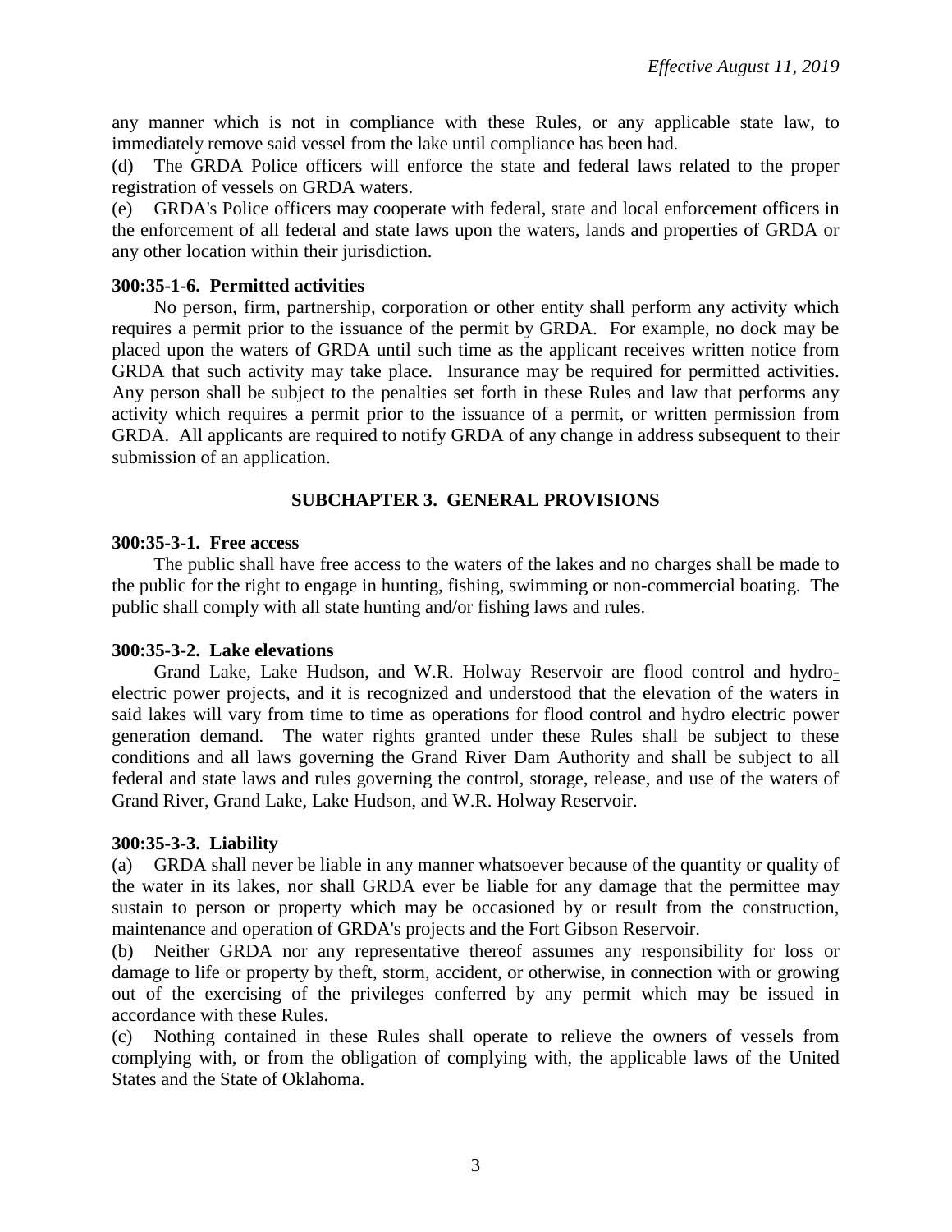any manner which is not in compliance with these Rules, or any applicable state law, to immediately remove said vessel from the lake until compliance has been had.

(d) The GRDA Police officers will enforce the state and federal laws related to the proper registration of vessels on GRDA waters.

(e) GRDA's Police officers may cooperate with federal, state and local enforcement officers in the enforcement of all federal and state laws upon the waters, lands and properties of GRDA or any other location within their jurisdiction.

**300:35-1-6. Permitted activities**

No person, firm, partnership, corporation or other entity shall perform any activity which requires a permit prior to the issuance of the permit by GRDA. For example, no dock may be placed upon the waters of GRDA until such time as the applicant receives written notice from GRDA that such activity may take place. Insurance may be required for permitted activities. Any person shall be subject to the penalties set forth in these Rules and law that performs any activity which requires a permit prior to the issuance of a permit, or written permission from GRDA. All applicants are required to notify GRDA of any change in address subsequent to their submission of an application.

## SUBCHAPTER 3. GENERAL PROVISIONS

**300:35-3-1. Free access**

The public shall have free access to the waters of the lakes and no charges shall be made to the public for the right to engage in hunting, fishing, swimming or non-commercial boating. The public shall comply with all state hunting and/or fishing laws and rules.

**300:35-3-2. Lake elevations**

Grand Lake, Lake Hudson, and W.R. Holway Reservoir are flood control and hydro-electric power projects, and it is recognized and understood that the elevation of the waters in said lakes will vary from time to time as operations for flood control and hydro electric power generation demand. The water rights granted under these Rules shall be subject to these conditions and all laws governing the Grand River Dam Authority and shall be subject to all federal and state laws and rules governing the control, storage, release, and use of the waters of Grand River, Grand Lake, Lake Hudson, and W.R. Holway Reservoir.

**300:35-3-3. Liability**

(a) GRDA shall never be liable in any manner whatsoever because of the quantity or quality of the water in its lakes, nor shall GRDA ever be liable for any damage that the permittee may sustain to person or property which may be occasioned by or result from the construction, maintenance and operation of GRDA's projects and the Fort Gibson Reservoir.

(b) Neither GRDA nor any representative thereof assumes any responsibility for loss or damage to life or property by theft, storm, accident, or otherwise, in connection with or growing out of the exercising of the privileges conferred by any permit which may be issued in accordance with these Rules.

(c) Nothing contained in these Rules shall operate to relieve the owners of vessels from complying with, or from the obligation of complying with, the applicable laws of the United States and the State of Oklahoma.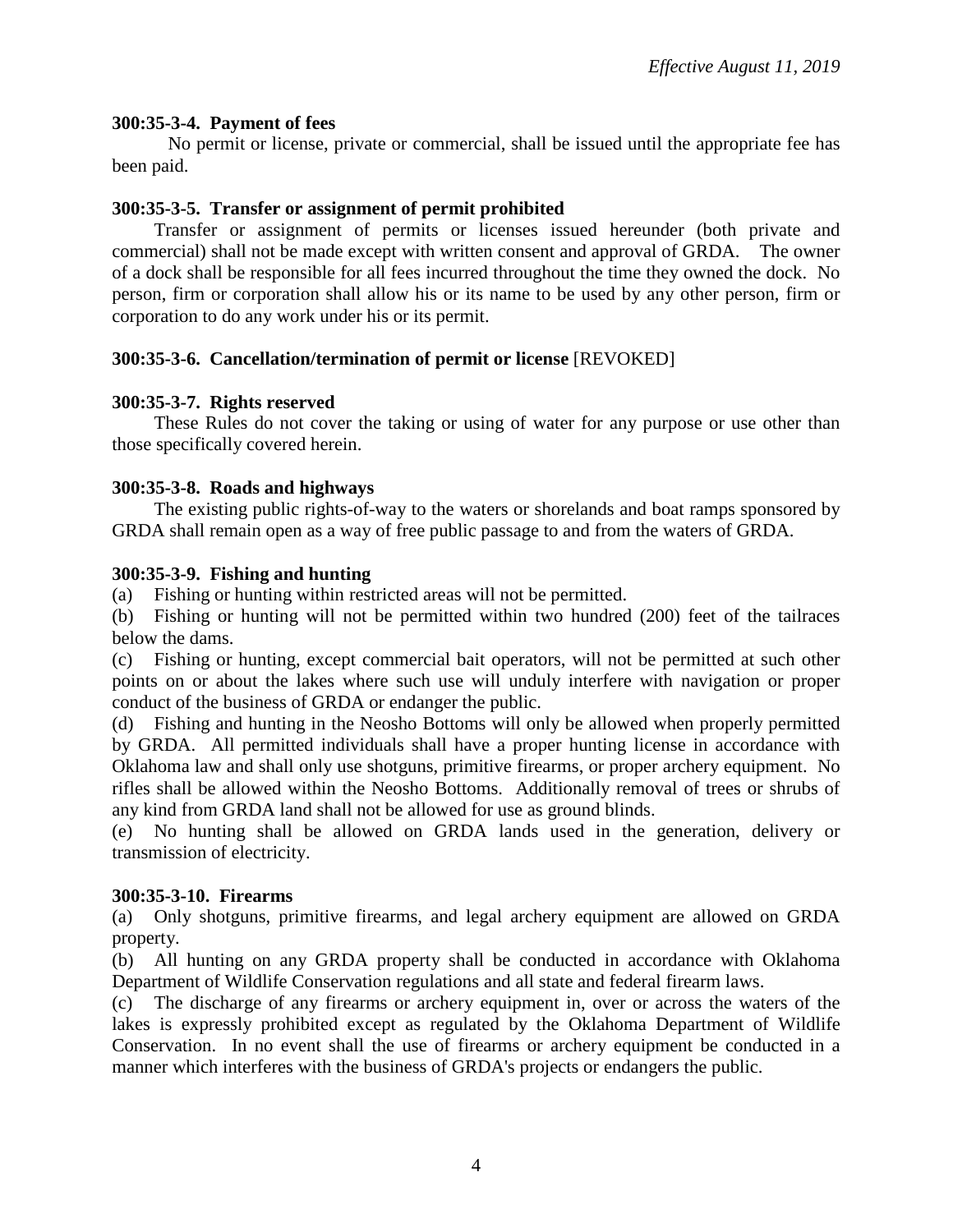*Effective August 11, 2019*

**300:35-3-4. Payment of fees**

No permit or license, private or commercial, shall be issued until the appropriate fee has been paid.

**300:35-3-5. Transfer or assignment of permit prohibited**

Transfer or assignment of permits or licenses issued hereunder (both private and commercial) shall not be made except with written consent and approval of GRDA. The owner of a dock shall be responsible for all fees incurred throughout the time they owned the dock. No person, firm or corporation shall allow his or its name to be used by any other person, firm or corporation to do any work under his or its permit.

**300:35-3-6. Cancellation/termination of permit or license** [REVOKED]

**300:35-3-7. Rights reserved**

These Rules do not cover the taking or using of water for any purpose or use other than those specifically covered herein.

**300:35-3-8. Roads and highways**

The existing public rights-of-way to the waters or shorelands and boat ramps sponsored by GRDA shall remain open as a way of free public passage to and from the waters of GRDA.

**300:35-3-9. Fishing and hunting**

(a) Fishing or hunting within restricted areas will not be permitted.

(b) Fishing or hunting will not be permitted within two hundred (200) feet of the tailraces below the dams.

(c) Fishing or hunting, except commercial bait operators, will not be permitted at such other points on or about the lakes where such use will unduly interfere with navigation or proper conduct of the business of GRDA or endanger the public.

(d) Fishing and hunting in the Neosho Bottoms will only be allowed when properly permitted by GRDA. All permitted individuals shall have a proper hunting license in accordance with Oklahoma law and shall only use shotguns, primitive firearms, or proper archery equipment. No rifles shall be allowed within the Neosho Bottoms. Additionally removal of trees or shrubs of any kind from GRDA land shall not be allowed for use as ground blinds.

(e) No hunting shall be allowed on GRDA lands used in the generation, delivery or transmission of electricity.

**300:35-3-10. Firearms**

(a) Only shotguns, primitive firearms, and legal archery equipment are allowed on GRDA property.

(b) All hunting on any GRDA property shall be conducted in accordance with Oklahoma Department of Wildlife Conservation regulations and all state and federal firearm laws.

(c) The discharge of any firearms or archery equipment in, over or across the waters of the lakes is expressly prohibited except as regulated by the Oklahoma Department of Wildlife Conservation. In no event shall the use of firearms or archery equipment be conducted in a manner which interferes with the business of GRDA's projects or endangers the public.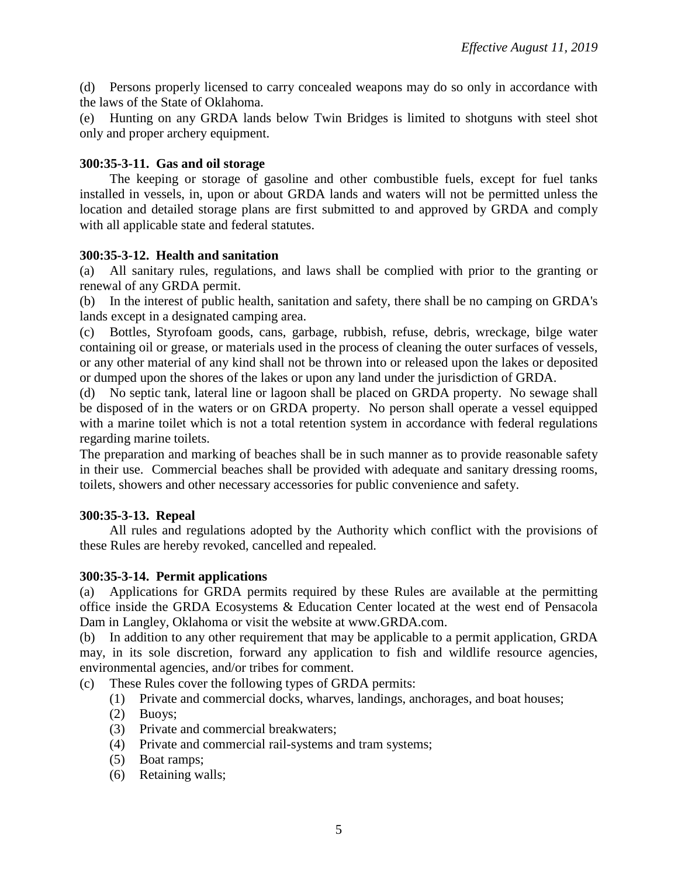(d) Persons properly licensed to carry concealed weapons may do so only in accordance with the laws of the State of Oklahoma.

(e) Hunting on any GRDA lands below Twin Bridges is limited to shotguns with steel shot only and proper archery equipment.

**300:35-3-11. Gas and oil storage**

The keeping or storage of gasoline and other combustible fuels, except for fuel tanks installed in vessels, in, upon or about GRDA lands and waters will not be permitted unless the location and detailed storage plans are first submitted to and approved by GRDA and comply with all applicable state and federal statutes.

**300:35-3-12. Health and sanitation**

(a) All sanitary rules, regulations, and laws shall be complied with prior to the granting or renewal of any GRDA permit.

(b) In the interest of public health, sanitation and safety, there shall be no camping on GRDA's lands except in a designated camping area.

(c) Bottles, Styrofoam goods, cans, garbage, rubbish, refuse, debris, wreckage, bilge water containing oil or grease, or materials used in the process of cleaning the outer surfaces of vessels, or any other material of any kind shall not be thrown into or released upon the lakes or deposited or dumped upon the shores of the lakes or upon any land under the jurisdiction of GRDA.

(d) No septic tank, lateral line or lagoon shall be placed on GRDA property. No sewage shall be disposed of in the waters or on GRDA property. No person shall operate a vessel equipped with a marine toilet which is not a total retention system in accordance with federal regulations regarding marine toilets.

The preparation and marking of beaches shall be in such manner as to provide reasonable safety in their use. Commercial beaches shall be provided with adequate and sanitary dressing rooms, toilets, showers and other necessary accessories for public convenience and safety.

**300:35-3-13. Repeal**

All rules and regulations adopted by the Authority which conflict with the provisions of these Rules are hereby revoked, cancelled and repealed.

**300:35-3-14. Permit applications**

(a) Applications for GRDA permits required by these Rules are available at the permitting office inside the GRDA Ecosystems & Education Center located at the west end of Pensacola Dam in Langley, Oklahoma or visit the website at www.GRDA.com.

(b) In addition to any other requirement that may be applicable to a permit application, GRDA may, in its sole discretion, forward any application to fish and wildlife resource agencies, environmental agencies, and/or tribes for comment.

(c) These Rules cover the following types of GRDA permits:

(1) Private and commercial docks, wharves, landings, anchorages, and boat houses;
(2) Buoys;
(3) Private and commercial breakwaters;
(4) Private and commercial rail-systems and tram systems;
(5) Boat ramps;
(6) Retaining walls;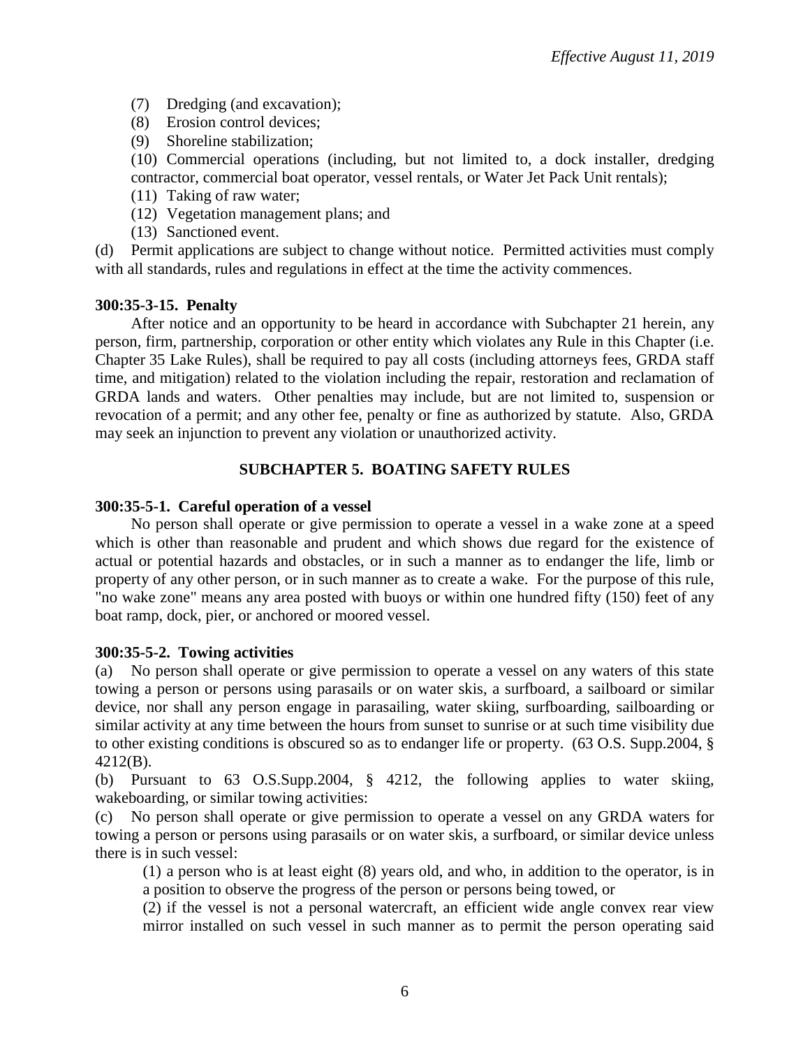(7) Dredging (and excavation);

(8) Erosion control devices;

(9) Shoreline stabilization;

(10) Commercial operations (including, but not limited to, a dock installer, dredging contractor, commercial boat operator, vessel rentals, or Water Jet Pack Unit rentals);

(11) Taking of raw water;

(12) Vegetation management plans; and

(13) Sanctioned event.

(d) Permit applications are subject to change without notice. Permitted activities must comply with all standards, rules and regulations in effect at the time the activity commences.

**300:35-3-15. Penalty**

After notice and an opportunity to be heard in accordance with Subchapter 21 herein, any person, firm, partnership, corporation or other entity which violates any Rule in this Chapter (i.e. Chapter 35 Lake Rules), shall be required to pay all costs (including attorneys fees, GRDA staff time, and mitigation) related to the violation including the repair, restoration and reclamation of GRDA lands and waters. Other penalties may include, but are not limited to, suspension or revocation of a permit; and any other fee, penalty or fine as authorized by statute. Also, GRDA may seek an injunction to prevent any violation or unauthorized activity.

## SUBCHAPTER 5. BOATING SAFETY RULES

**300:35-5-1. Careful operation of a vessel**

No person shall operate or give permission to operate a vessel in a wake zone at a speed which is other than reasonable and prudent and which shows due regard for the existence of actual or potential hazards and obstacles, or in such a manner as to endanger the life, limb or property of any other person, or in such manner as to create a wake. For the purpose of this rule, "no wake zone" means any area posted with buoys or within one hundred fifty (150) feet of any boat ramp, dock, pier, or anchored or moored vessel.

**300:35-5-2. Towing activities**

(a) No person shall operate or give permission to operate a vessel on any waters of this state towing a person or persons using parasails or on water skis, a surfboard, a sailboard or similar device, nor shall any person engage in parasailing, water skiing, surfboarding, sailboarding or similar activity at any time between the hours from sunset to sunrise or at such time visibility due to other existing conditions is obscured so as to endanger life or property. (63 O.S. Supp.2004, § 4212(B).

(b) Pursuant to 63 O.S.Supp.2004, § 4212, the following applies to water skiing, wakeboarding, or similar towing activities:

(c) No person shall operate or give permission to operate a vessel on any GRDA waters for towing a person or persons using parasails or on water skis, a surfboard, or similar device unless there is in such vessel:

(1) a person who is at least eight (8) years old, and who, in addition to the operator, is in a position to observe the progress of the person or persons being towed, or

(2) if the vessel is not a personal watercraft, an efficient wide angle convex rear view mirror installed on such vessel in such manner as to permit the person operating said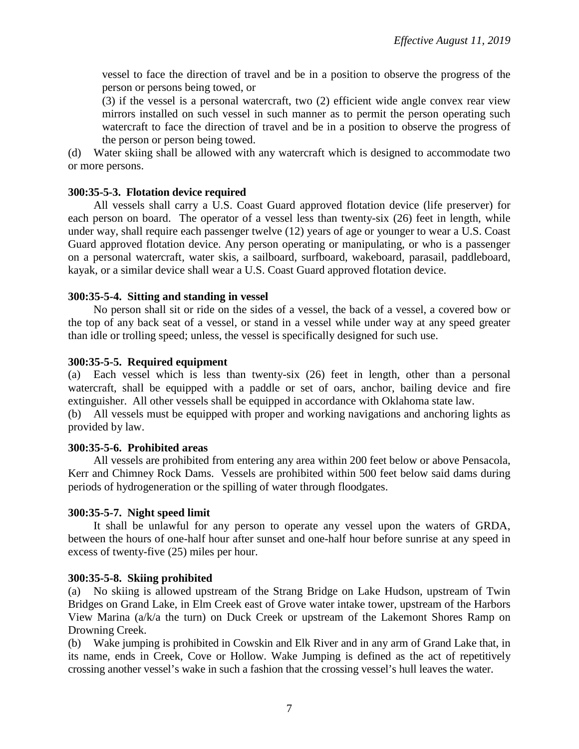vessel to face the direction of travel and be in a position to observe the progress of the person or persons being towed, or

(3) if the vessel is a personal watercraft, two (2) efficient wide angle convex rear view mirrors installed on such vessel in such manner as to permit the person operating such watercraft to face the direction of travel and be in a position to observe the progress of the person or person being towed.

(d) Water skiing shall be allowed with any watercraft which is designed to accommodate two or more persons.

**300:35-5-3. Flotation device required**

All vessels shall carry a U.S. Coast Guard approved flotation device (life preserver) for each person on board. The operator of a vessel less than twenty-six (26) feet in length, while under way, shall require each passenger twelve (12) years of age or younger to wear a U.S. Coast Guard approved flotation device. Any person operating or manipulating, or who is a passenger on a personal watercraft, water skis, a sailboard, surfboard, wakeboard, parasail, paddleboard, kayak, or a similar device shall wear a U.S. Coast Guard approved flotation device.

**300:35-5-4. Sitting and standing in vessel**

No person shall sit or ride on the sides of a vessel, the back of a vessel, a covered bow or the top of any back seat of a vessel, or stand in a vessel while under way at any speed greater than idle or trolling speed; unless, the vessel is specifically designed for such use.

**300:35-5-5. Required equipment**

(a) Each vessel which is less than twenty-six (26) feet in length, other than a personal watercraft, shall be equipped with a paddle or set of oars, anchor, bailing device and fire extinguisher. All other vessels shall be equipped in accordance with Oklahoma state law.

(b) All vessels must be equipped with proper and working navigations and anchoring lights as provided by law.

**300:35-5-6. Prohibited areas**

All vessels are prohibited from entering any area within 200 feet below or above Pensacola, Kerr and Chimney Rock Dams. Vessels are prohibited within 500 feet below said dams during periods of hydrogeneration or the spilling of water through floodgates.

**300:35-5-7. Night speed limit**

It shall be unlawful for any person to operate any vessel upon the waters of GRDA, between the hours of one-half hour after sunset and one-half hour before sunrise at any speed in excess of twenty-five (25) miles per hour.

**300:35-5-8. Skiing prohibited**

(a) No skiing is allowed upstream of the Strang Bridge on Lake Hudson, upstream of Twin Bridges on Grand Lake, in Elm Creek east of Grove water intake tower, upstream of the Harbors View Marina (a/k/a the turn) on Duck Creek or upstream of the Lakemont Shores Ramp on Drowning Creek.

(b) Wake jumping is prohibited in Cowskin and Elk River and in any arm of Grand Lake that, in its name, ends in Creek, Cove or Hollow. Wake Jumping is defined as the act of repetitively crossing another vessel's wake in such a fashion that the crossing vessel's hull leaves the water.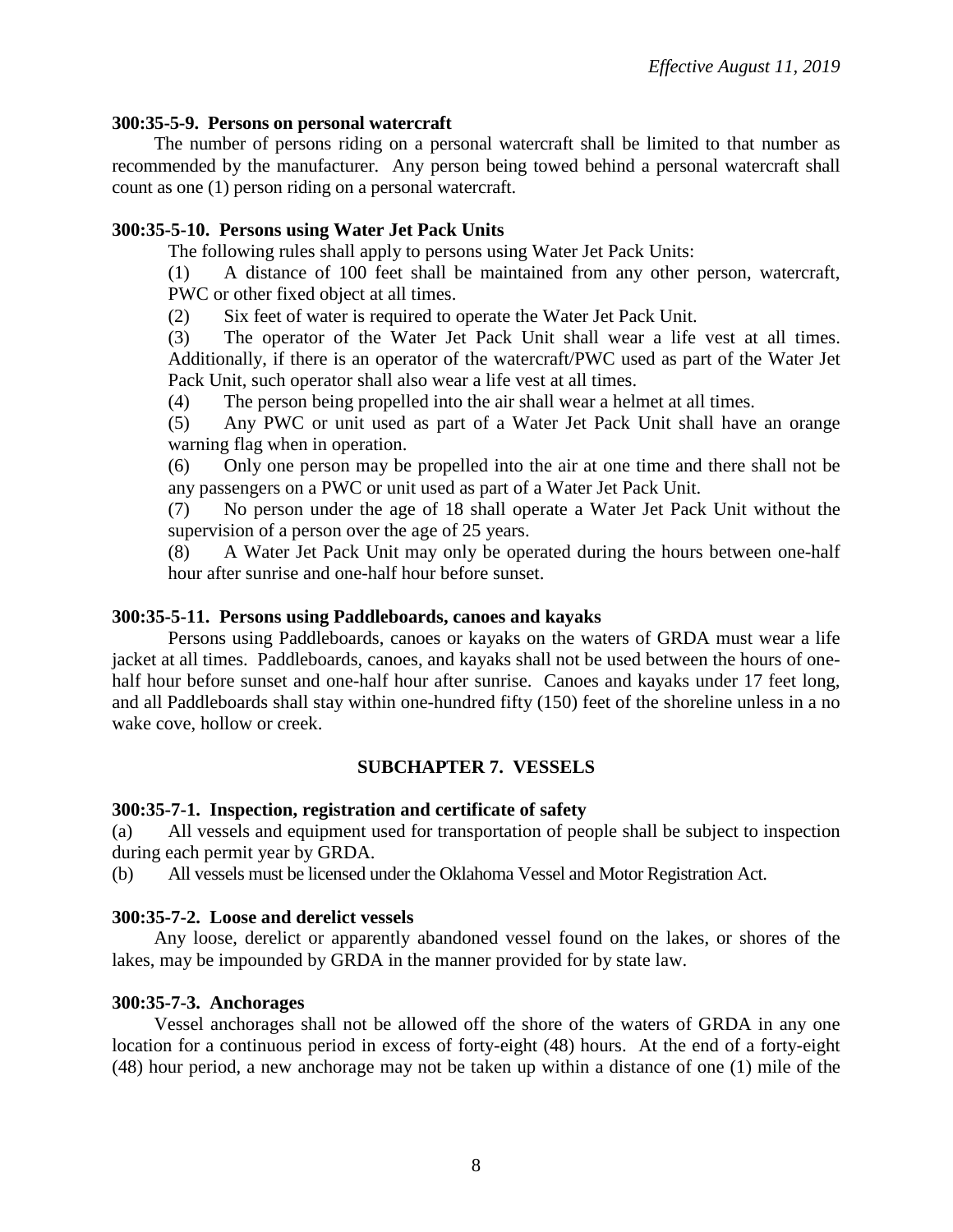**300:35-5-9. Persons on personal watercraft**

The number of persons riding on a personal watercraft shall be limited to that number as recommended by the manufacturer. Any person being towed behind a personal watercraft shall count as one (1) person riding on a personal watercraft.

**300:35-5-10. Persons using Water Jet Pack Units**

The following rules shall apply to persons using Water Jet Pack Units:

(1) A distance of 100 feet shall be maintained from any other person, watercraft, PWC or other fixed object at all times.

(2) Six feet of water is required to operate the Water Jet Pack Unit.

(3) The operator of the Water Jet Pack Unit shall wear a life vest at all times. Additionally, if there is an operator of the watercraft/PWC used as part of the Water Jet Pack Unit, such operator shall also wear a life vest at all times.

(4) The person being propelled into the air shall wear a helmet at all times.

(5) Any PWC or unit used as part of a Water Jet Pack Unit shall have an orange warning flag when in operation.

(6) Only one person may be propelled into the air at one time and there shall not be any passengers on a PWC or unit used as part of a Water Jet Pack Unit.

(7) No person under the age of 18 shall operate a Water Jet Pack Unit without the supervision of a person over the age of 25 years.

(8) A Water Jet Pack Unit may only be operated during the hours between one-half hour after sunrise and one-half hour before sunset.

**300:35-5-11. Persons using Paddleboards, canoes and kayaks**

Persons using Paddleboards, canoes or kayaks on the waters of GRDA must wear a life jacket at all times. Paddleboards, canoes, and kayaks shall not be used between the hours of one-half hour before sunset and one-half hour after sunrise. Canoes and kayaks under 17 feet long, and all Paddleboards shall stay within one-hundred fifty (150) feet of the shoreline unless in a no wake cove, hollow or creek.

## SUBCHAPTER 7. VESSELS

**300:35-7-1. Inspection, registration and certificate of safety**

(a) All vessels and equipment used for transportation of people shall be subject to inspection during each permit year by GRDA.

(b) All vessels must be licensed under the Oklahoma Vessel and Motor Registration Act.

**300:35-7-2. Loose and derelict vessels**

Any loose, derelict or apparently abandoned vessel found on the lakes, or shores of the lakes, may be impounded by GRDA in the manner provided for by state law.

**300:35-7-3. Anchorages**

Vessel anchorages shall not be allowed off the shore of the waters of GRDA in any one location for a continuous period in excess of forty-eight (48) hours. At the end of a forty-eight (48) hour period, a new anchorage may not be taken up within a distance of one (1) mile of the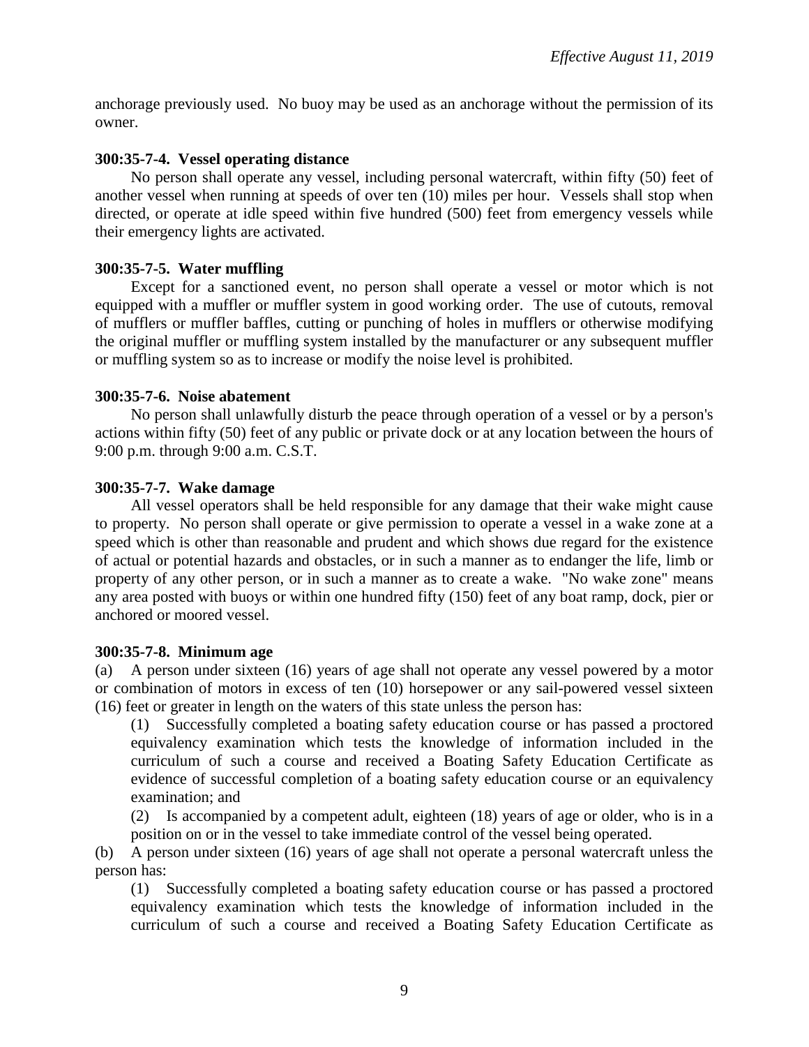anchorage previously used. No buoy may be used as an anchorage without the permission of its owner.

**300:35-7-4. Vessel operating distance**

No person shall operate any vessel, including personal watercraft, within fifty (50) feet of another vessel when running at speeds of over ten (10) miles per hour. Vessels shall stop when directed, or operate at idle speed within five hundred (500) feet from emergency vessels while their emergency lights are activated.

**300:35-7-5. Water muffling**

Except for a sanctioned event, no person shall operate a vessel or motor which is not equipped with a muffler or muffler system in good working order. The use of cutouts, removal of mufflers or muffler baffles, cutting or punching of holes in mufflers or otherwise modifying the original muffler or muffling system installed by the manufacturer or any subsequent muffler or muffling system so as to increase or modify the noise level is prohibited.

**300:35-7-6. Noise abatement**

No person shall unlawfully disturb the peace through operation of a vessel or by a person's actions within fifty (50) feet of any public or private dock or at any location between the hours of 9:00 p.m. through 9:00 a.m. C.S.T.

**300:35-7-7. Wake damage**

All vessel operators shall be held responsible for any damage that their wake might cause to property. No person shall operate or give permission to operate a vessel in a wake zone at a speed which is other than reasonable and prudent and which shows due regard for the existence of actual or potential hazards and obstacles, or in such a manner as to endanger the life, limb or property of any other person, or in such a manner as to create a wake. "No wake zone" means any area posted with buoys or within one hundred fifty (150) feet of any boat ramp, dock, pier or anchored or moored vessel.

**300:35-7-8. Minimum age**

(a) A person under sixteen (16) years of age shall not operate any vessel powered by a motor or combination of motors in excess of ten (10) horsepower or any sail-powered vessel sixteen (16) feet or greater in length on the waters of this state unless the person has:

(1) Successfully completed a boating safety education course or has passed a proctored equivalency examination which tests the knowledge of information included in the curriculum of such a course and received a Boating Safety Education Certificate as evidence of successful completion of a boating safety education course or an equivalency examination; and

(2) Is accompanied by a competent adult, eighteen (18) years of age or older, who is in a position on or in the vessel to take immediate control of the vessel being operated.

(b) A person under sixteen (16) years of age shall not operate a personal watercraft unless the person has:

(1) Successfully completed a boating safety education course or has passed a proctored equivalency examination which tests the knowledge of information included in the curriculum of such a course and received a Boating Safety Education Certificate as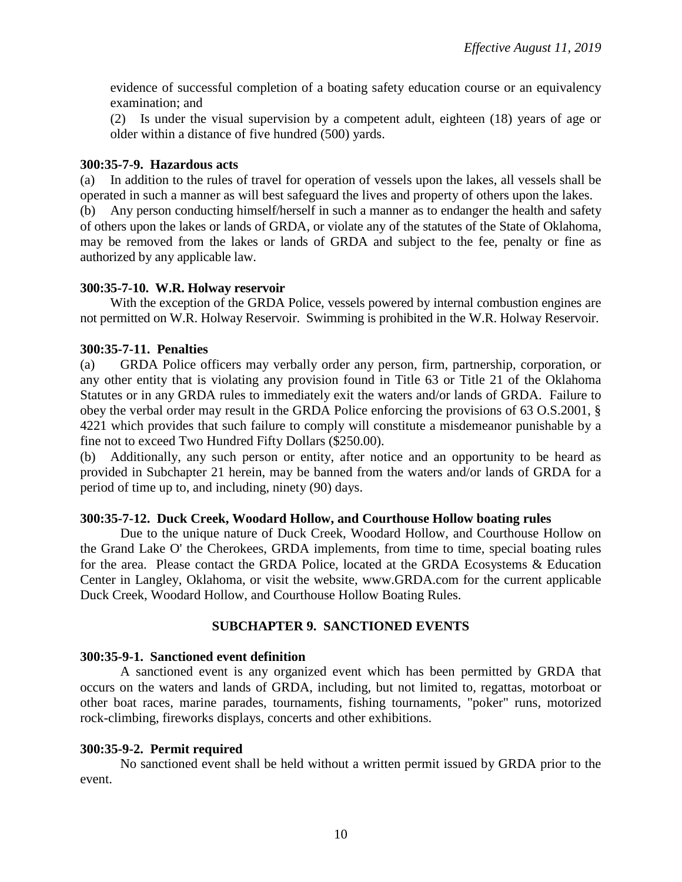evidence of successful completion of a boating safety education course or an equivalency examination; and

(2) Is under the visual supervision by a competent adult, eighteen (18) years of age or older within a distance of five hundred (500) yards.

**300:35-7-9. Hazardous acts**

(a) In addition to the rules of travel for operation of vessels upon the lakes, all vessels shall be operated in such a manner as will best safeguard the lives and property of others upon the lakes.

(b) Any person conducting himself/herself in such a manner as to endanger the health and safety of others upon the lakes or lands of GRDA, or violate any of the statutes of the State of Oklahoma, may be removed from the lakes or lands of GRDA and subject to the fee, penalty or fine as authorized by any applicable law.

**300:35-7-10. W.R. Holway reservoir**

With the exception of the GRDA Police, vessels powered by internal combustion engines are not permitted on W.R. Holway Reservoir. Swimming is prohibited in the W.R. Holway Reservoir.

**300:35-7-11. Penalties**

(a) GRDA Police officers may verbally order any person, firm, partnership, corporation, or any other entity that is violating any provision found in Title 63 or Title 21 of the Oklahoma Statutes or in any GRDA rules to immediately exit the waters and/or lands of GRDA. Failure to obey the verbal order may result in the GRDA Police enforcing the provisions of 63 O.S.2001, § 4221 which provides that such failure to comply will constitute a misdemeanor punishable by a fine not to exceed Two Hundred Fifty Dollars ($250.00).

(b) Additionally, any such person or entity, after notice and an opportunity to be heard as provided in Subchapter 21 herein, may be banned from the waters and/or lands of GRDA for a period of time up to, and including, ninety (90) days.

**300:35-7-12. Duck Creek, Woodard Hollow, and Courthouse Hollow boating rules**

Due to the unique nature of Duck Creek, Woodard Hollow, and Courthouse Hollow on the Grand Lake O' the Cherokees, GRDA implements, from time to time, special boating rules for the area. Please contact the GRDA Police, located at the GRDA Ecosystems & Education Center in Langley, Oklahoma, or visit the website, www.GRDA.com for the current applicable Duck Creek, Woodard Hollow, and Courthouse Hollow Boating Rules.

## SUBCHAPTER 9. SANCTIONED EVENTS

**300:35-9-1. Sanctioned event definition**

A sanctioned event is any organized event which has been permitted by GRDA that occurs on the waters and lands of GRDA, including, but not limited to, regattas, motorboat or other boat races, marine parades, tournaments, fishing tournaments, "poker" runs, motorized rock-climbing, fireworks displays, concerts and other exhibitions.

**300:35-9-2. Permit required**

No sanctioned event shall be held without a written permit issued by GRDA prior to the event.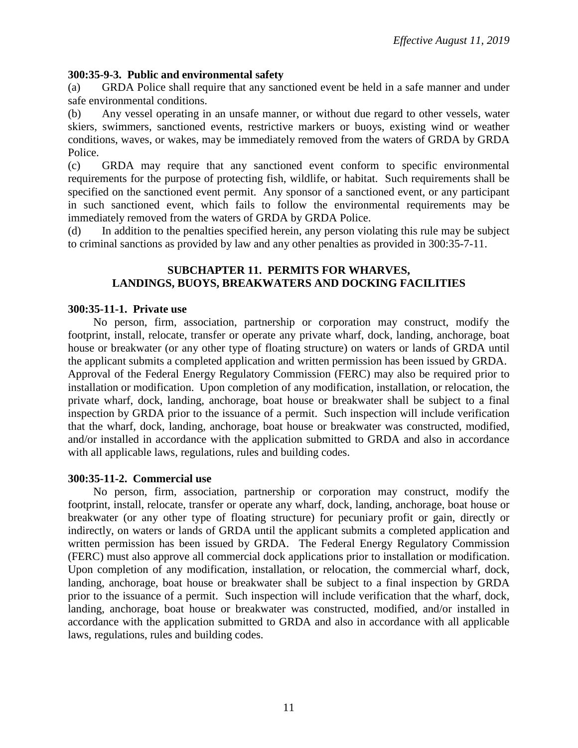*Effective August 11, 2019*

**300:35-9-3. Public and environmental safety**

(a) GRDA Police shall require that any sanctioned event be held in a safe manner and under safe environmental conditions.

(b) Any vessel operating in an unsafe manner, or without due regard to other vessels, water skiers, swimmers, sanctioned events, restrictive markers or buoys, existing wind or weather conditions, waves, or wakes, may be immediately removed from the waters of GRDA by GRDA Police.

(c) GRDA may require that any sanctioned event conform to specific environmental requirements for the purpose of protecting fish, wildlife, or habitat. Such requirements shall be specified on the sanctioned event permit. Any sponsor of a sanctioned event, or any participant in such sanctioned event, which fails to follow the environmental requirements may be immediately removed from the waters of GRDA by GRDA Police.

(d) In addition to the penalties specified herein, any person violating this rule may be subject to criminal sanctions as provided by law and any other penalties as provided in 300:35-7-11.

## SUBCHAPTER 11. PERMITS FOR WHARVES, LANDINGS, BUOYS, BREAKWATERS AND DOCKING FACILITIES

**300:35-11-1. Private use**

No person, firm, association, partnership or corporation may construct, modify the footprint, install, relocate, transfer or operate any private wharf, dock, landing, anchorage, boat house or breakwater (or any other type of floating structure) on waters or lands of GRDA until the applicant submits a completed application and written permission has been issued by GRDA. Approval of the Federal Energy Regulatory Commission (FERC) may also be required prior to installation or modification. Upon completion of any modification, installation, or relocation, the private wharf, dock, landing, anchorage, boat house or breakwater shall be subject to a final inspection by GRDA prior to the issuance of a permit. Such inspection will include verification that the wharf, dock, landing, anchorage, boat house or breakwater was constructed, modified, and/or installed in accordance with the application submitted to GRDA and also in accordance with all applicable laws, regulations, rules and building codes.

**300:35-11-2. Commercial use**

No person, firm, association, partnership or corporation may construct, modify the footprint, install, relocate, transfer or operate any wharf, dock, landing, anchorage, boat house or breakwater (or any other type of floating structure) for pecuniary profit or gain, directly or indirectly, on waters or lands of GRDA until the applicant submits a completed application and written permission has been issued by GRDA. The Federal Energy Regulatory Commission (FERC) must also approve all commercial dock applications prior to installation or modification. Upon completion of any modification, installation, or relocation, the commercial wharf, dock, landing, anchorage, boat house or breakwater shall be subject to a final inspection by GRDA prior to the issuance of a permit. Such inspection will include verification that the wharf, dock, landing, anchorage, boat house or breakwater was constructed, modified, and/or installed in accordance with the application submitted to GRDA and also in accordance with all applicable laws, regulations, rules and building codes.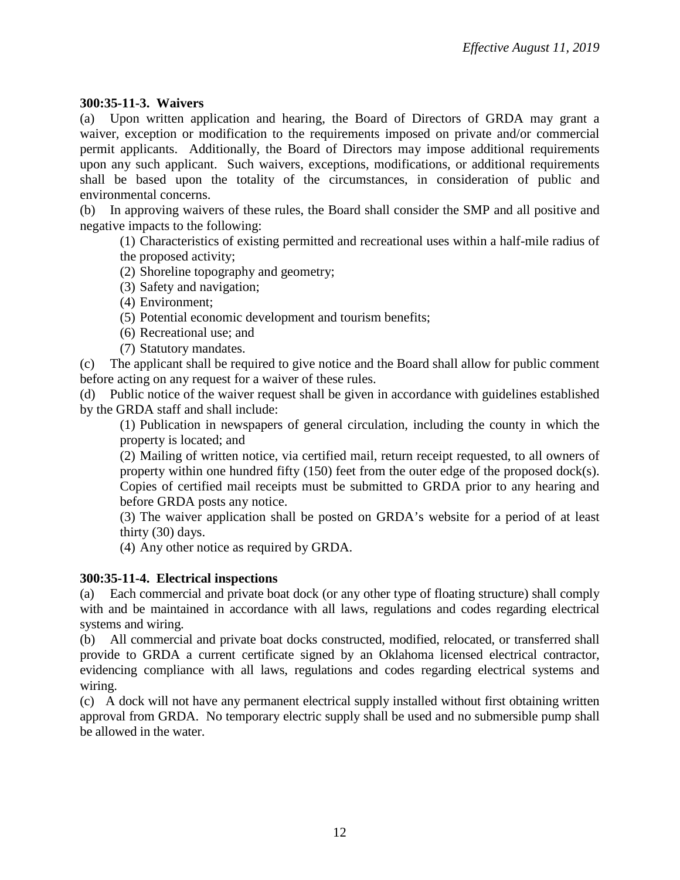*Effective August 11, 2019*

**300:35-11-3. Waivers**

(a) Upon written application and hearing, the Board of Directors of GRDA may grant a waiver, exception or modification to the requirements imposed on private and/or commercial permit applicants. Additionally, the Board of Directors may impose additional requirements upon any such applicant. Such waivers, exceptions, modifications, or additional requirements shall be based upon the totality of the circumstances, in consideration of public and environmental concerns.

(b) In approving waivers of these rules, the Board shall consider the SMP and all positive and negative impacts to the following:

(1) Characteristics of existing permitted and recreational uses within a half-mile radius of the proposed activity;

(2) Shoreline topography and geometry;

(3) Safety and navigation;

(4) Environment;

(5) Potential economic development and tourism benefits;

(6) Recreational use; and

(7) Statutory mandates.

(c) The applicant shall be required to give notice and the Board shall allow for public comment before acting on any request for a waiver of these rules.

(d) Public notice of the waiver request shall be given in accordance with guidelines established by the GRDA staff and shall include:

(1) Publication in newspapers of general circulation, including the county in which the property is located; and

(2) Mailing of written notice, via certified mail, return receipt requested, to all owners of property within one hundred fifty (150) feet from the outer edge of the proposed dock(s). Copies of certified mail receipts must be submitted to GRDA prior to any hearing and before GRDA posts any notice.

(3) The waiver application shall be posted on GRDA's website for a period of at least thirty (30) days.

(4) Any other notice as required by GRDA.

**300:35-11-4. Electrical inspections**

(a) Each commercial and private boat dock (or any other type of floating structure) shall comply with and be maintained in accordance with all laws, regulations and codes regarding electrical systems and wiring.

(b) All commercial and private boat docks constructed, modified, relocated, or transferred shall provide to GRDA a current certificate signed by an Oklahoma licensed electrical contractor, evidencing compliance with all laws, regulations and codes regarding electrical systems and wiring.

(c) A dock will not have any permanent electrical supply installed without first obtaining written approval from GRDA. No temporary electric supply shall be used and no submersible pump shall be allowed in the water.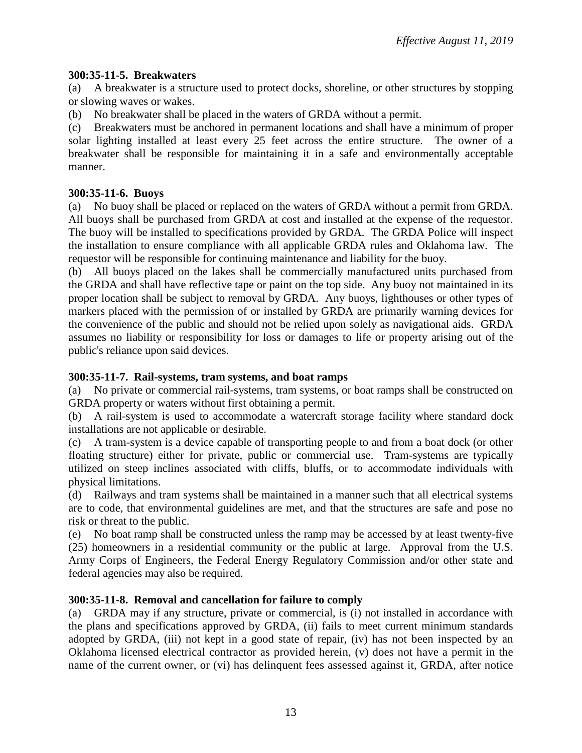**300:35-11-5. Breakwaters**

(a) A breakwater is a structure used to protect docks, shoreline, or other structures by stopping or slowing waves or wakes.

(b) No breakwater shall be placed in the waters of GRDA without a permit.

(c) Breakwaters must be anchored in permanent locations and shall have a minimum of proper solar lighting installed at least every 25 feet across the entire structure. The owner of a breakwater shall be responsible for maintaining it in a safe and environmentally acceptable manner.

**300:35-11-6. Buoys**

(a) No buoy shall be placed or replaced on the waters of GRDA without a permit from GRDA. All buoys shall be purchased from GRDA at cost and installed at the expense of the requestor. The buoy will be installed to specifications provided by GRDA. The GRDA Police will inspect the installation to ensure compliance with all applicable GRDA rules and Oklahoma law. The requestor will be responsible for continuing maintenance and liability for the buoy.

(b) All buoys placed on the lakes shall be commercially manufactured units purchased from the GRDA and shall have reflective tape or paint on the top side. Any buoy not maintained in its proper location shall be subject to removal by GRDA. Any buoys, lighthouses or other types of markers placed with the permission of or installed by GRDA are primarily warning devices for the convenience of the public and should not be relied upon solely as navigational aids. GRDA assumes no liability or responsibility for loss or damages to life or property arising out of the public's reliance upon said devices.

**300:35-11-7. Rail-systems, tram systems, and boat ramps**

(a) No private or commercial rail-systems, tram systems, or boat ramps shall be constructed on GRDA property or waters without first obtaining a permit.

(b) A rail-system is used to accommodate a watercraft storage facility where standard dock installations are not applicable or desirable.

(c) A tram-system is a device capable of transporting people to and from a boat dock (or other floating structure) either for private, public or commercial use. Tram-systems are typically utilized on steep inclines associated with cliffs, bluffs, or to accommodate individuals with physical limitations.

(d) Railways and tram systems shall be maintained in a manner such that all electrical systems are to code, that environmental guidelines are met, and that the structures are safe and pose no risk or threat to the public.

(e) No boat ramp shall be constructed unless the ramp may be accessed by at least twenty-five (25) homeowners in a residential community or the public at large. Approval from the U.S. Army Corps of Engineers, the Federal Energy Regulatory Commission and/or other state and federal agencies may also be required.

**300:35-11-8. Removal and cancellation for failure to comply**

(a) GRDA may if any structure, private or commercial, is (i) not installed in accordance with the plans and specifications approved by GRDA, (ii) fails to meet current minimum standards adopted by GRDA, (iii) not kept in a good state of repair, (iv) has not been inspected by an Oklahoma licensed electrical contractor as provided herein, (v) does not have a permit in the name of the current owner, or (vi) has delinquent fees assessed against it, GRDA, after notice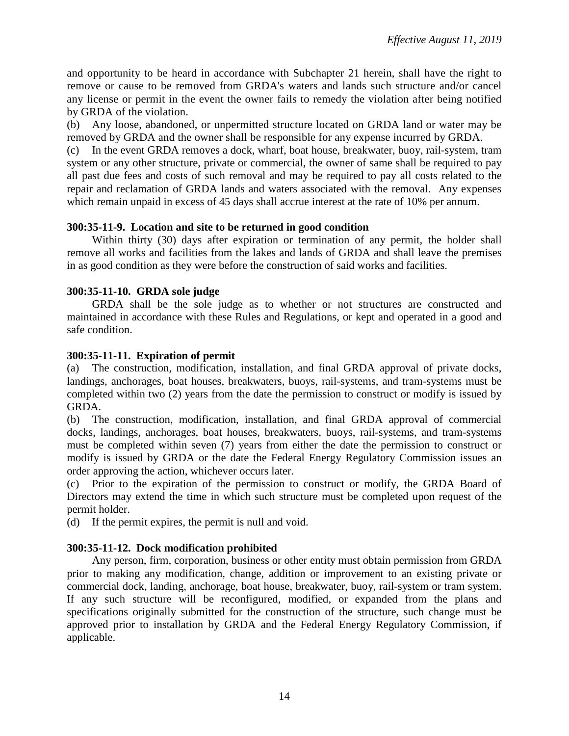and opportunity to be heard in accordance with Subchapter 21 herein, shall have the right to remove or cause to be removed from GRDA's waters and lands such structure and/or cancel any license or permit in the event the owner fails to remedy the violation after being notified by GRDA of the violation.

(b) Any loose, abandoned, or unpermitted structure located on GRDA land or water may be removed by GRDA and the owner shall be responsible for any expense incurred by GRDA.

(c) In the event GRDA removes a dock, wharf, boat house, breakwater, buoy, rail-system, tram system or any other structure, private or commercial, the owner of same shall be required to pay all past due fees and costs of such removal and may be required to pay all costs related to the repair and reclamation of GRDA lands and waters associated with the removal. Any expenses which remain unpaid in excess of 45 days shall accrue interest at the rate of 10% per annum.

**300:35-11-9. Location and site to be returned in good condition**

Within thirty (30) days after expiration or termination of any permit, the holder shall remove all works and facilities from the lakes and lands of GRDA and shall leave the premises in as good condition as they were before the construction of said works and facilities.

**300:35-11-10. GRDA sole judge**

GRDA shall be the sole judge as to whether or not structures are constructed and maintained in accordance with these Rules and Regulations, or kept and operated in a good and safe condition.

**300:35-11-11. Expiration of permit**

(a) The construction, modification, installation, and final GRDA approval of private docks, landings, anchorages, boat houses, breakwaters, buoys, rail-systems, and tram-systems must be completed within two (2) years from the date the permission to construct or modify is issued by GRDA.

(b) The construction, modification, installation, and final GRDA approval of commercial docks, landings, anchorages, boat houses, breakwaters, buoys, rail-systems, and tram-systems must be completed within seven (7) years from either the date the permission to construct or modify is issued by GRDA or the date the Federal Energy Regulatory Commission issues an order approving the action, whichever occurs later.

(c) Prior to the expiration of the permission to construct or modify, the GRDA Board of Directors may extend the time in which such structure must be completed upon request of the permit holder.

(d) If the permit expires, the permit is null and void.

**300:35-11-12. Dock modification prohibited**

Any person, firm, corporation, business or other entity must obtain permission from GRDA prior to making any modification, change, addition or improvement to an existing private or commercial dock, landing, anchorage, boat house, breakwater, buoy, rail-system or tram system. If any such structure will be reconfigured, modified, or expanded from the plans and specifications originally submitted for the construction of the structure, such change must be approved prior to installation by GRDA and the Federal Energy Regulatory Commission, if applicable.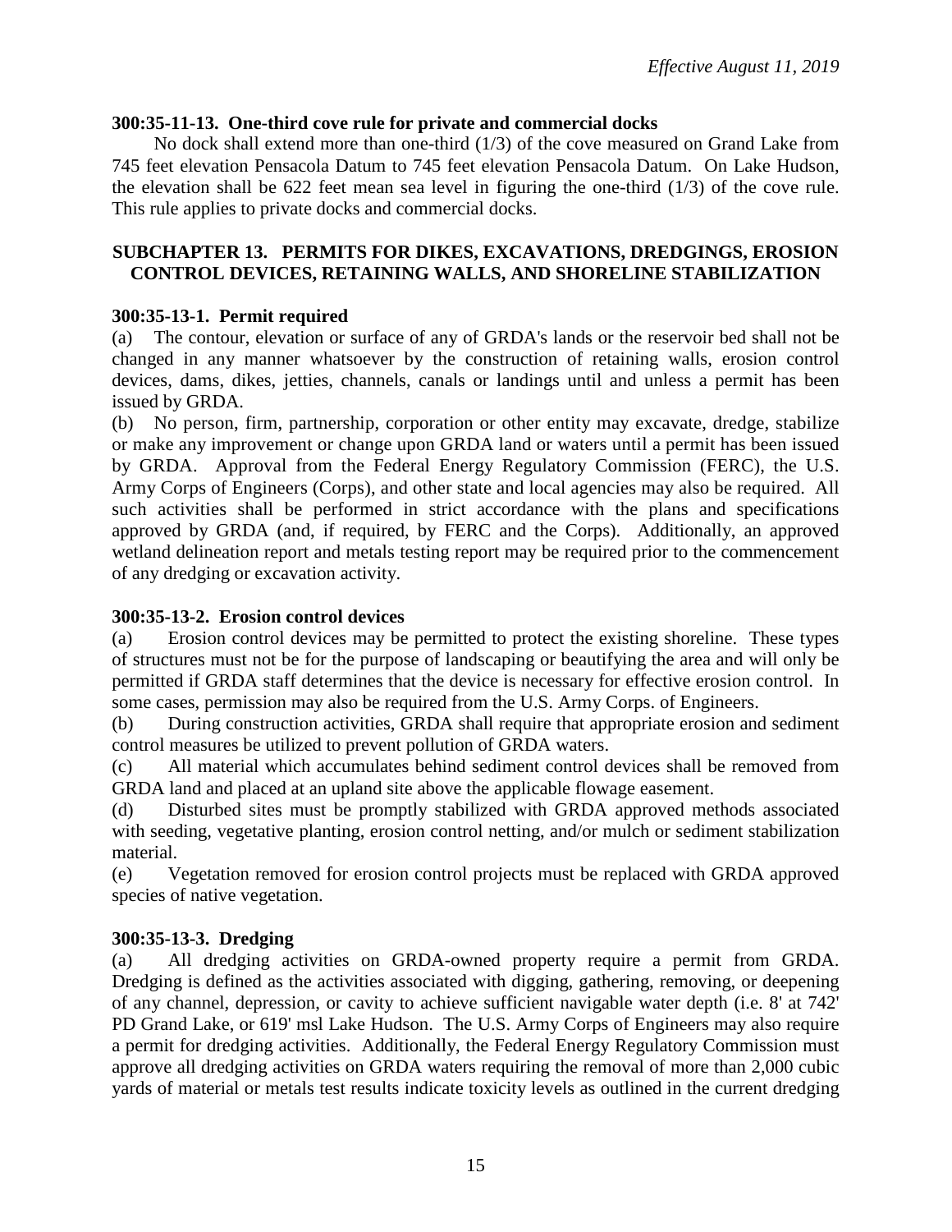*Effective August 11, 2019*

**300:35-11-13. One-third cove rule for private and commercial docks**

No dock shall extend more than one-third (1/3) of the cove measured on Grand Lake from 745 feet elevation Pensacola Datum to 745 feet elevation Pensacola Datum. On Lake Hudson, the elevation shall be 622 feet mean sea level in figuring the one-third (1/3) of the cove rule. This rule applies to private docks and commercial docks.

## SUBCHAPTER 13. PERMITS FOR DIKES, EXCAVATIONS, DREDGINGS, EROSION CONTROL DEVICES, RETAINING WALLS, AND SHORELINE STABILIZATION

**300:35-13-1. Permit required**

(a) The contour, elevation or surface of any of GRDA's lands or the reservoir bed shall not be changed in any manner whatsoever by the construction of retaining walls, erosion control devices, dams, dikes, jetties, channels, canals or landings until and unless a permit has been issued by GRDA.

(b) No person, firm, partnership, corporation or other entity may excavate, dredge, stabilize or make any improvement or change upon GRDA land or waters until a permit has been issued by GRDA. Approval from the Federal Energy Regulatory Commission (FERC), the U.S. Army Corps of Engineers (Corps), and other state and local agencies may also be required. All such activities shall be performed in strict accordance with the plans and specifications approved by GRDA (and, if required, by FERC and the Corps). Additionally, an approved wetland delineation report and metals testing report may be required prior to the commencement of any dredging or excavation activity.

**300:35-13-2. Erosion control devices**

(a) Erosion control devices may be permitted to protect the existing shoreline. These types of structures must not be for the purpose of landscaping or beautifying the area and will only be permitted if GRDA staff determines that the device is necessary for effective erosion control. In some cases, permission may also be required from the U.S. Army Corps. of Engineers.

(b) During construction activities, GRDA shall require that appropriate erosion and sediment control measures be utilized to prevent pollution of GRDA waters.

(c) All material which accumulates behind sediment control devices shall be removed from GRDA land and placed at an upland site above the applicable flowage easement.

(d) Disturbed sites must be promptly stabilized with GRDA approved methods associated with seeding, vegetative planting, erosion control netting, and/or mulch or sediment stabilization material.

(e) Vegetation removed for erosion control projects must be replaced with GRDA approved species of native vegetation.

**300:35-13-3. Dredging**

(a) All dredging activities on GRDA-owned property require a permit from GRDA. Dredging is defined as the activities associated with digging, gathering, removing, or deepening of any channel, depression, or cavity to achieve sufficient navigable water depth (i.e. 8' at 742' PD Grand Lake, or 619' msl Lake Hudson. The U.S. Army Corps of Engineers may also require a permit for dredging activities. Additionally, the Federal Energy Regulatory Commission must approve all dredging activities on GRDA waters requiring the removal of more than 2,000 cubic yards of material or metals test results indicate toxicity levels as outlined in the current dredging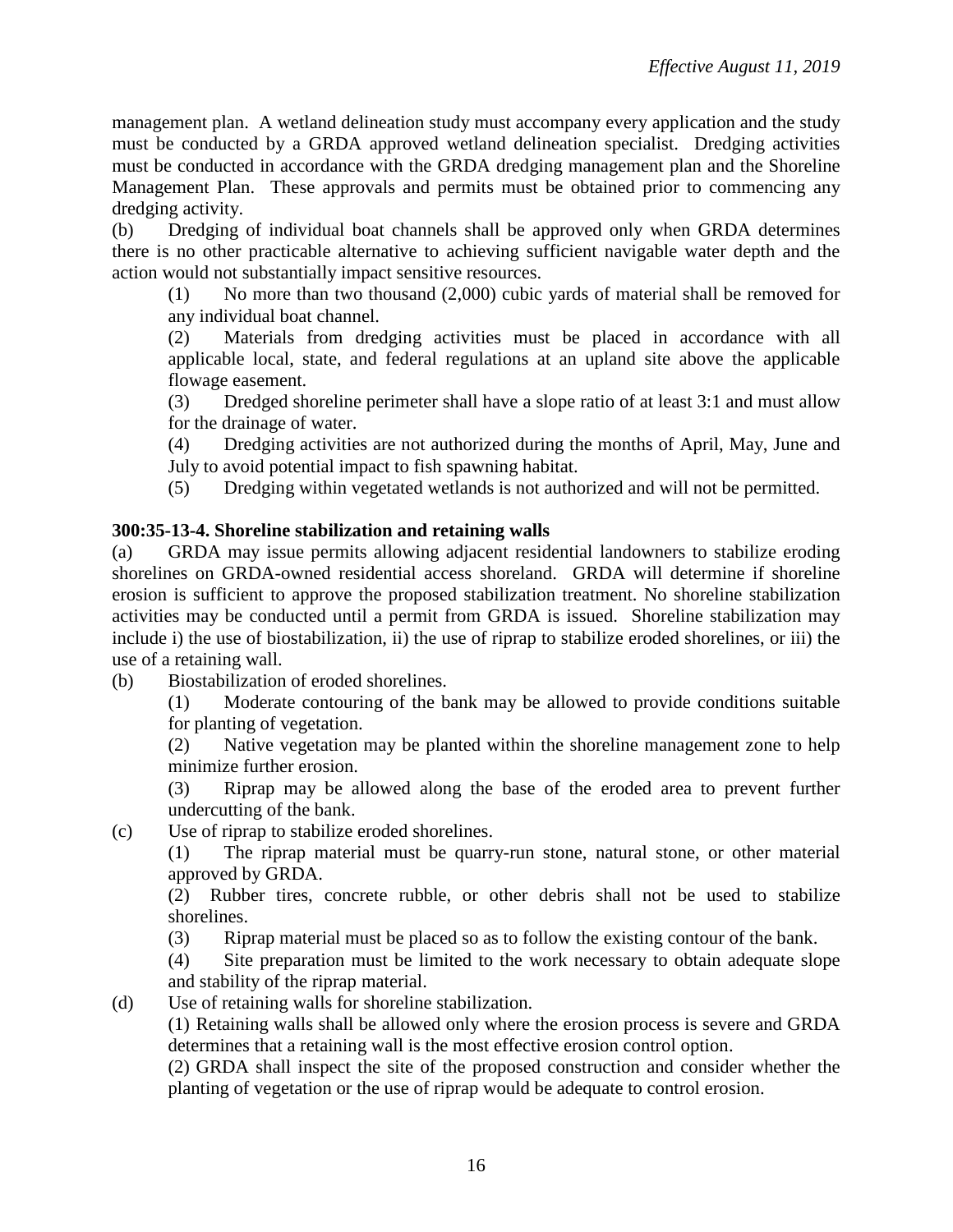management plan. A wetland delineation study must accompany every application and the study must be conducted by a GRDA approved wetland delineation specialist. Dredging activities must be conducted in accordance with the GRDA dredging management plan and the Shoreline Management Plan. These approvals and permits must be obtained prior to commencing any dredging activity.

(b) Dredging of individual boat channels shall be approved only when GRDA determines there is no other practicable alternative to achieving sufficient navigable water depth and the action would not substantially impact sensitive resources.

(1) No more than two thousand (2,000) cubic yards of material shall be removed for any individual boat channel.

(2) Materials from dredging activities must be placed in accordance with all applicable local, state, and federal regulations at an upland site above the applicable flowage easement.

(3) Dredged shoreline perimeter shall have a slope ratio of at least 3:1 and must allow for the drainage of water.

(4) Dredging activities are not authorized during the months of April, May, June and July to avoid potential impact to fish spawning habitat.

(5) Dredging within vegetated wetlands is not authorized and will not be permitted.

**300:35-13-4. Shoreline stabilization and retaining walls**

(a) GRDA may issue permits allowing adjacent residential landowners to stabilize eroding shorelines on GRDA-owned residential access shoreland. GRDA will determine if shoreline erosion is sufficient to approve the proposed stabilization treatment. No shoreline stabilization activities may be conducted until a permit from GRDA is issued. Shoreline stabilization may include i) the use of biostabilization, ii) the use of riprap to stabilize eroded shorelines, or iii) the use of a retaining wall.

(b) Biostabilization of eroded shorelines.

(1) Moderate contouring of the bank may be allowed to provide conditions suitable for planting of vegetation.

(2) Native vegetation may be planted within the shoreline management zone to help minimize further erosion.

(3) Riprap may be allowed along the base of the eroded area to prevent further undercutting of the bank.

(c) Use of riprap to stabilize eroded shorelines.

(1) The riprap material must be quarry-run stone, natural stone, or other material approved by GRDA.

(2) Rubber tires, concrete rubble, or other debris shall not be used to stabilize shorelines.

(3) Riprap material must be placed so as to follow the existing contour of the bank.

(4) Site preparation must be limited to the work necessary to obtain adequate slope and stability of the riprap material.

(d) Use of retaining walls for shoreline stabilization.

(1) Retaining walls shall be allowed only where the erosion process is severe and GRDA determines that a retaining wall is the most effective erosion control option.

(2) GRDA shall inspect the site of the proposed construction and consider whether the planting of vegetation or the use of riprap would be adequate to control erosion.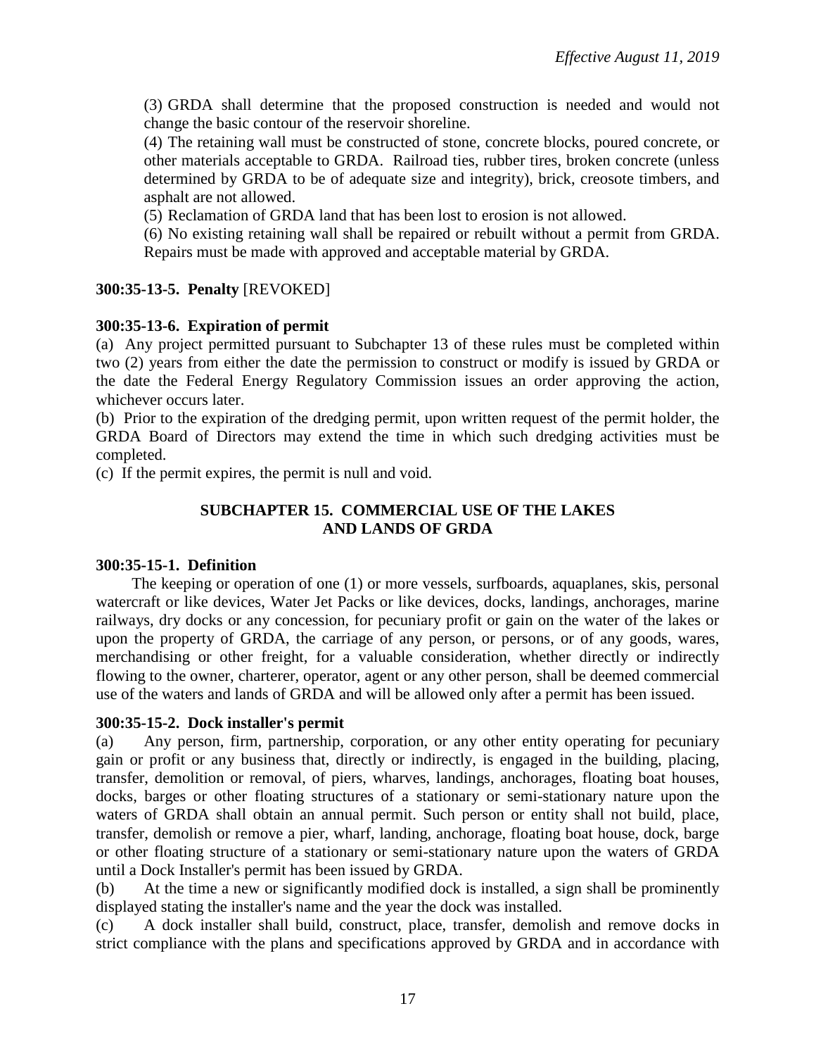(3) GRDA shall determine that the proposed construction is needed and would not change the basic contour of the reservoir shoreline.

(4) The retaining wall must be constructed of stone, concrete blocks, poured concrete, or other materials acceptable to GRDA. Railroad ties, rubber tires, broken concrete (unless determined by GRDA to be of adequate size and integrity), brick, creosote timbers, and asphalt are not allowed.

(5) Reclamation of GRDA land that has been lost to erosion is not allowed.

(6) No existing retaining wall shall be repaired or rebuilt without a permit from GRDA. Repairs must be made with approved and acceptable material by GRDA.

**300:35-13-5. Penalty** [REVOKED]

**300:35-13-6. Expiration of permit**

(a) Any project permitted pursuant to Subchapter 13 of these rules must be completed within two (2) years from either the date the permission to construct or modify is issued by GRDA or the date the Federal Energy Regulatory Commission issues an order approving the action, whichever occurs later.

(b) Prior to the expiration of the dredging permit, upon written request of the permit holder, the GRDA Board of Directors may extend the time in which such dredging activities must be completed.

(c) If the permit expires, the permit is null and void.

## SUBCHAPTER 15. COMMERCIAL USE OF THE LAKES AND LANDS OF GRDA

**300:35-15-1. Definition**

The keeping or operation of one (1) or more vessels, surfboards, aquaplanes, skis, personal watercraft or like devices, Water Jet Packs or like devices, docks, landings, anchorages, marine railways, dry docks or any concession, for pecuniary profit or gain on the water of the lakes or upon the property of GRDA, the carriage of any person, or persons, or of any goods, wares, merchandising or other freight, for a valuable consideration, whether directly or indirectly flowing to the owner, charterer, operator, agent or any other person, shall be deemed commercial use of the waters and lands of GRDA and will be allowed only after a permit has been issued.

**300:35-15-2. Dock installer's permit**

(a) Any person, firm, partnership, corporation, or any other entity operating for pecuniary gain or profit or any business that, directly or indirectly, is engaged in the building, placing, transfer, demolition or removal, of piers, wharves, landings, anchorages, floating boat houses, docks, barges or other floating structures of a stationary or semi-stationary nature upon the waters of GRDA shall obtain an annual permit. Such person or entity shall not build, place, transfer, demolish or remove a pier, wharf, landing, anchorage, floating boat house, dock, barge or other floating structure of a stationary or semi-stationary nature upon the waters of GRDA until a Dock Installer's permit has been issued by GRDA.

(b) At the time a new or significantly modified dock is installed, a sign shall be prominently displayed stating the installer's name and the year the dock was installed.

(c) A dock installer shall build, construct, place, transfer, demolish and remove docks in strict compliance with the plans and specifications approved by GRDA and in accordance with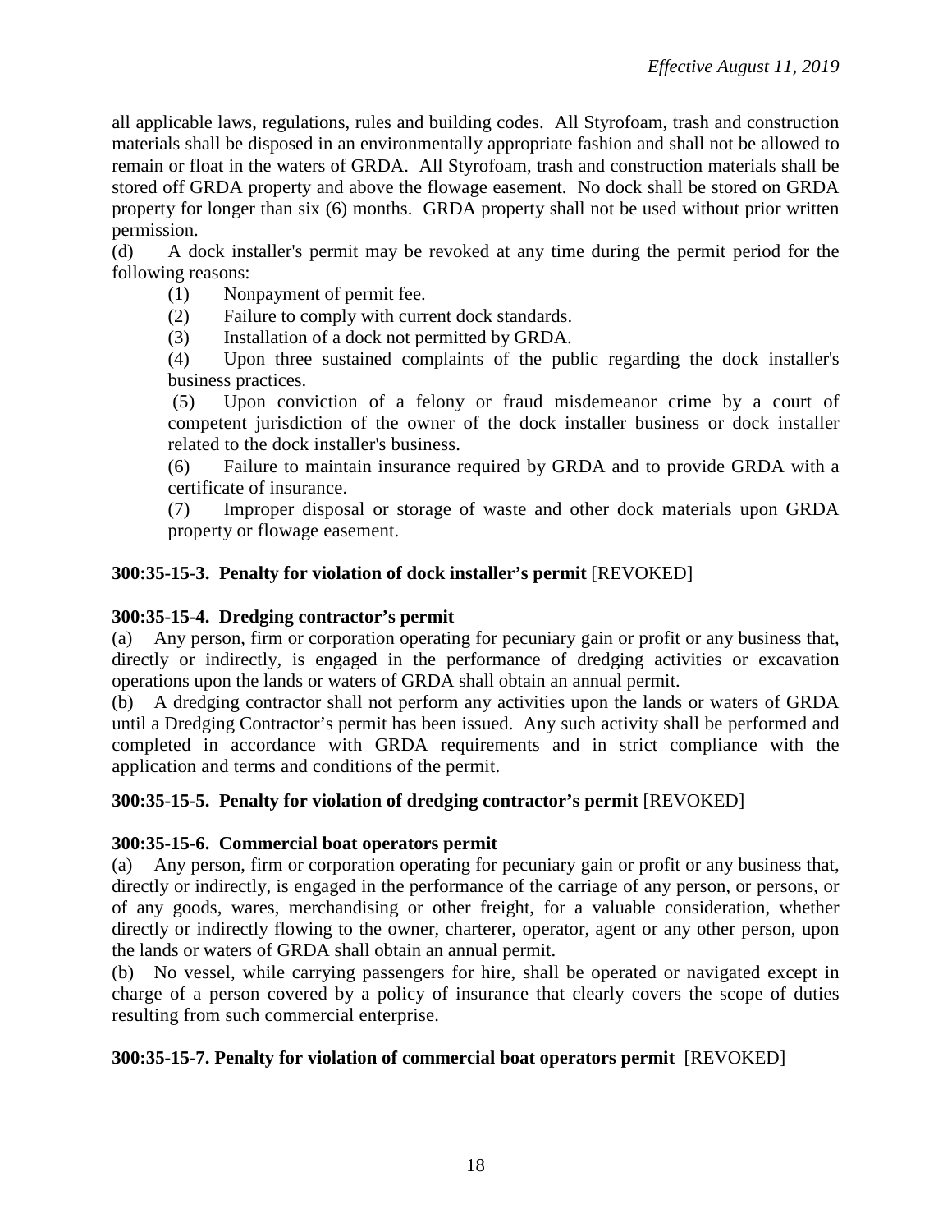all applicable laws, regulations, rules and building codes. All Styrofoam, trash and construction materials shall be disposed in an environmentally appropriate fashion and shall not be allowed to remain or float in the waters of GRDA. All Styrofoam, trash and construction materials shall be stored off GRDA property and above the flowage easement. No dock shall be stored on GRDA property for longer than six (6) months. GRDA property shall not be used without prior written permission.

(d) A dock installer's permit may be revoked at any time during the permit period for the following reasons:

(1) Nonpayment of permit fee.

(2) Failure to comply with current dock standards.

(3) Installation of a dock not permitted by GRDA.

(4) Upon three sustained complaints of the public regarding the dock installer's business practices.

(5) Upon conviction of a felony or fraud misdemeanor crime by a court of competent jurisdiction of the owner of the dock installer business or dock installer related to the dock installer's business.

(6) Failure to maintain insurance required by GRDA and to provide GRDA with a certificate of insurance.

(7) Improper disposal or storage of waste and other dock materials upon GRDA property or flowage easement.

**300:35-15-3. Penalty for violation of dock installer's permit** [REVOKED]

**300:35-15-4. Dredging contractor's permit**

(a) Any person, firm or corporation operating for pecuniary gain or profit or any business that, directly or indirectly, is engaged in the performance of dredging activities or excavation operations upon the lands or waters of GRDA shall obtain an annual permit.

(b) A dredging contractor shall not perform any activities upon the lands or waters of GRDA until a Dredging Contractor's permit has been issued. Any such activity shall be performed and completed in accordance with GRDA requirements and in strict compliance with the application and terms and conditions of the permit.

**300:35-15-5. Penalty for violation of dredging contractor's permit** [REVOKED]

**300:35-15-6. Commercial boat operators permit**

(a) Any person, firm or corporation operating for pecuniary gain or profit or any business that, directly or indirectly, is engaged in the performance of the carriage of any person, or persons, or of any goods, wares, merchandising or other freight, for a valuable consideration, whether directly or indirectly flowing to the owner, charterer, operator, agent or any other person, upon the lands or waters of GRDA shall obtain an annual permit.

(b) No vessel, while carrying passengers for hire, shall be operated or navigated except in charge of a person covered by a policy of insurance that clearly covers the scope of duties resulting from such commercial enterprise.

**300:35-15-7. Penalty for violation of commercial boat operators permit** [REVOKED]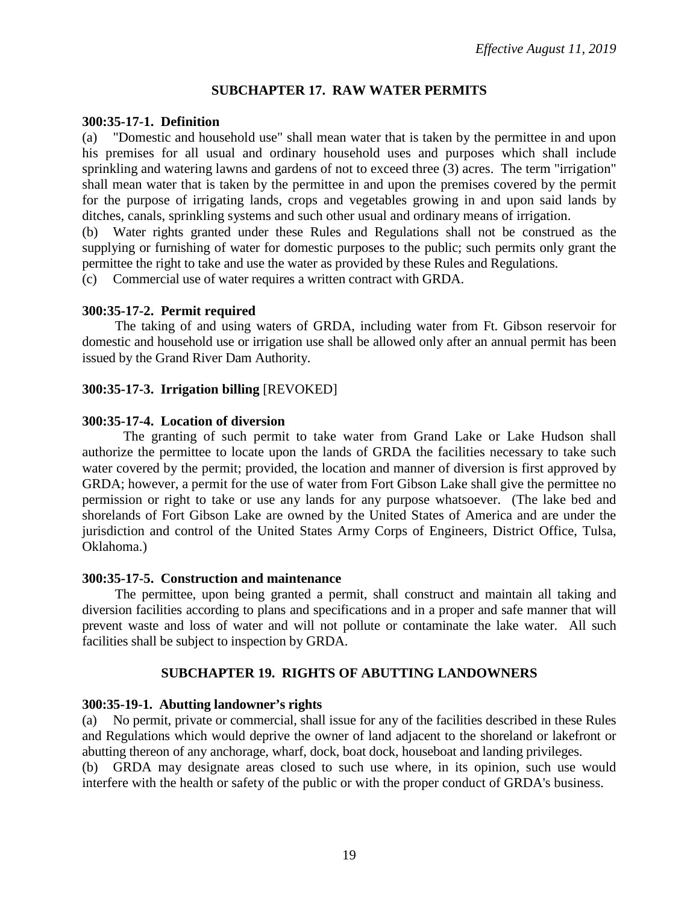*Effective August 11, 2019*

## SUBCHAPTER 17. RAW WATER PERMITS

**300:35-17-1. Definition**

(a) "Domestic and household use" shall mean water that is taken by the permittee in and upon his premises for all usual and ordinary household uses and purposes which shall include sprinkling and watering lawns and gardens of not to exceed three (3) acres. The term "irrigation" shall mean water that is taken by the permittee in and upon the premises covered by the permit for the purpose of irrigating lands, crops and vegetables growing in and upon said lands by ditches, canals, sprinkling systems and such other usual and ordinary means of irrigation.

(b) Water rights granted under these Rules and Regulations shall not be construed as the supplying or furnishing of water for domestic purposes to the public; such permits only grant the permittee the right to take and use the water as provided by these Rules and Regulations.

(c) Commercial use of water requires a written contract with GRDA.

**300:35-17-2. Permit required**

The taking of and using waters of GRDA, including water from Ft. Gibson reservoir for domestic and household use or irrigation use shall be allowed only after an annual permit has been issued by the Grand River Dam Authority.

**300:35-17-3. Irrigation billing** [REVOKED]

**300:35-17-4. Location of diversion**

The granting of such permit to take water from Grand Lake or Lake Hudson shall authorize the permittee to locate upon the lands of GRDA the facilities necessary to take such water covered by the permit; provided, the location and manner of diversion is first approved by GRDA; however, a permit for the use of water from Fort Gibson Lake shall give the permittee no permission or right to take or use any lands for any purpose whatsoever. (The lake bed and shorelands of Fort Gibson Lake are owned by the United States of America and are under the jurisdiction and control of the United States Army Corps of Engineers, District Office, Tulsa, Oklahoma.)

**300:35-17-5. Construction and maintenance**

The permittee, upon being granted a permit, shall construct and maintain all taking and diversion facilities according to plans and specifications and in a proper and safe manner that will prevent waste and loss of water and will not pollute or contaminate the lake water. All such facilities shall be subject to inspection by GRDA.

## SUBCHAPTER 19. RIGHTS OF ABUTTING LANDOWNERS

**300:35-19-1. Abutting landowner's rights**

(a) No permit, private or commercial, shall issue for any of the facilities described in these Rules and Regulations which would deprive the owner of land adjacent to the shoreland or lakefront or abutting thereon of any anchorage, wharf, dock, boat dock, houseboat and landing privileges.

(b) GRDA may designate areas closed to such use where, in its opinion, such use would interfere with the health or safety of the public or with the proper conduct of GRDA's business.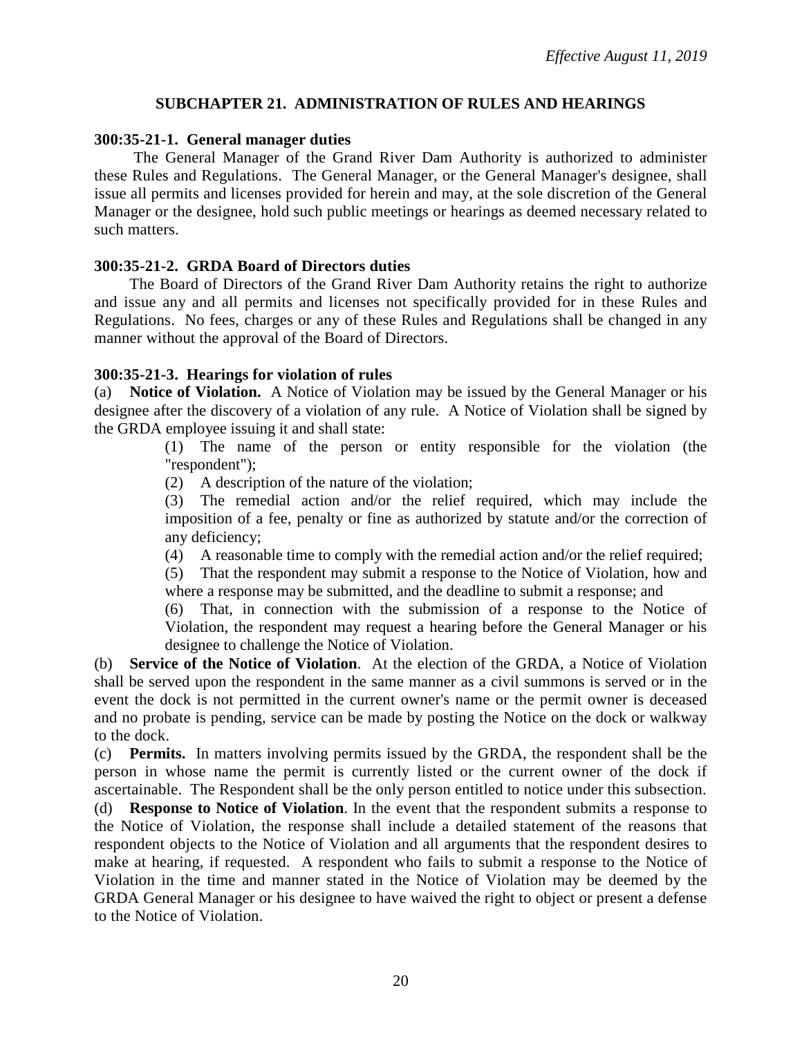*Effective August 11, 2019*

## SUBCHAPTER 21. ADMINISTRATION OF RULES AND HEARINGS

### 300:35-21-1. General manager duties

The General Manager of the Grand River Dam Authority is authorized to administer these Rules and Regulations. The General Manager, or the General Manager's designee, shall issue all permits and licenses provided for herein and may, at the sole discretion of the General Manager or the designee, hold such public meetings or hearings as deemed necessary related to such matters.

### 300:35-21-2. GRDA Board of Directors duties

The Board of Directors of the Grand River Dam Authority retains the right to authorize and issue any and all permits and licenses not specifically provided for in these Rules and Regulations. No fees, charges or any of these Rules and Regulations shall be changed in any manner without the approval of the Board of Directors.

### 300:35-21-3. Hearings for violation of rules

(a) **Notice of Violation.** A Notice of Violation may be issued by the General Manager or his designee after the discovery of a violation of any rule. A Notice of Violation shall be signed by the GRDA employee issuing it and shall state:

> (1) The name of the person or entity responsible for the violation (the "respondent");
>
> (2) A description of the nature of the violation;
>
> (3) The remedial action and/or the relief required, which may include the imposition of a fee, penalty or fine as authorized by statute and/or the correction of any deficiency;
>
> (4) A reasonable time to comply with the remedial action and/or the relief required;
>
> (5) That the respondent may submit a response to the Notice of Violation, how and where a response may be submitted, and the deadline to submit a response; and
>
> (6) That, in connection with the submission of a response to the Notice of Violation, the respondent may request a hearing before the General Manager or his designee to challenge the Notice of Violation.

(b) **Service of the Notice of Violation**. At the election of the GRDA, a Notice of Violation shall be served upon the respondent in the same manner as a civil summons is served or in the event the dock is not permitted in the current owner's name or the permit owner is deceased and no probate is pending, service can be made by posting the Notice on the dock or walkway to the dock.

(c) **Permits.** In matters involving permits issued by the GRDA, the respondent shall be the person in whose name the permit is currently listed or the current owner of the dock if ascertainable. The Respondent shall be the only person entitled to notice under this subsection.

(d) **Response to Notice of Violation**. In the event that the respondent submits a response to the Notice of Violation, the response shall include a detailed statement of the reasons that respondent objects to the Notice of Violation and all arguments that the respondent desires to make at hearing, if requested. A respondent who fails to submit a response to the Notice of Violation in the time and manner stated in the Notice of Violation may be deemed by the GRDA General Manager or his designee to have waived the right to object or present a defense to the Notice of Violation.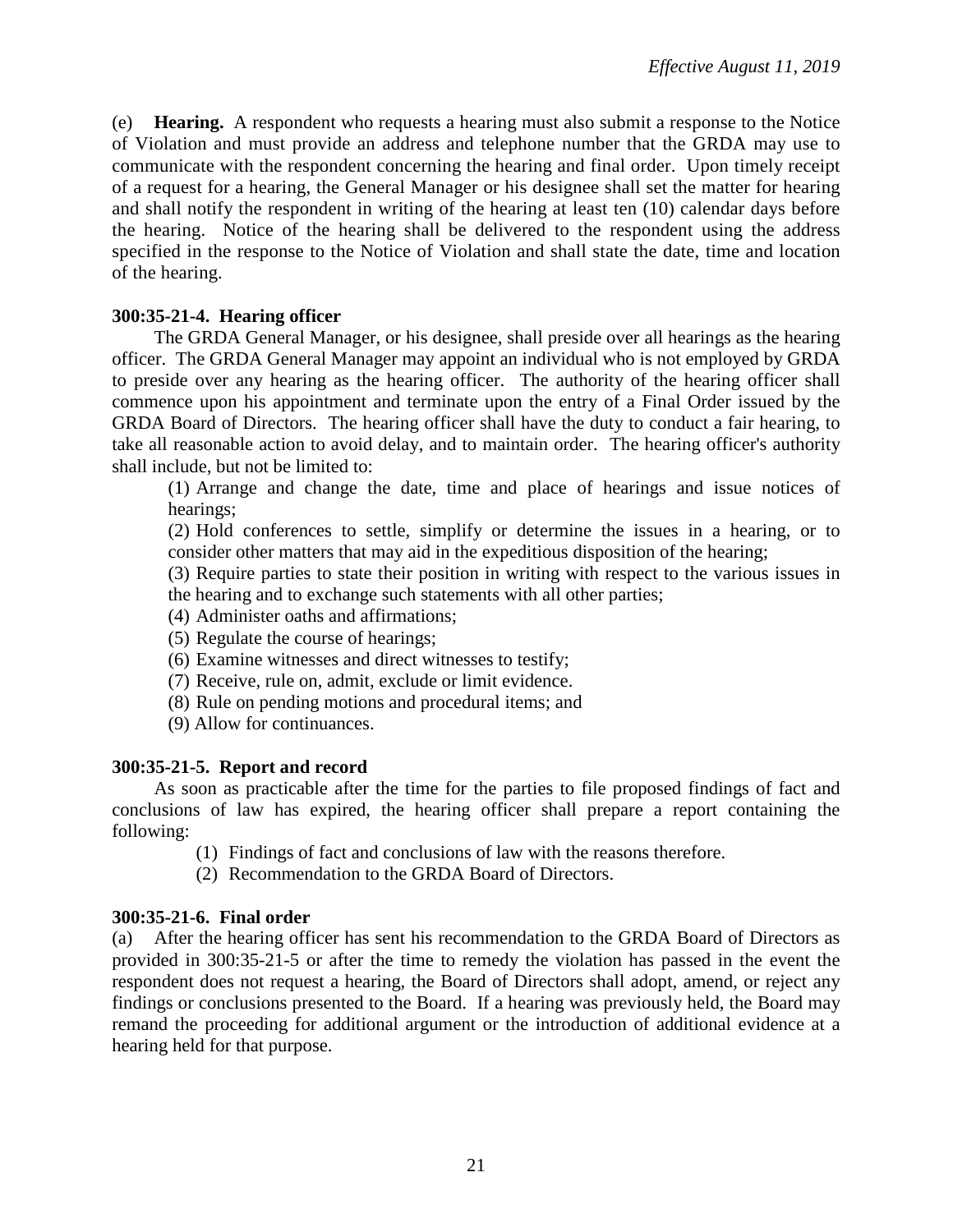(e) **Hearing.** A respondent who requests a hearing must also submit a response to the Notice of Violation and must provide an address and telephone number that the GRDA may use to communicate with the respondent concerning the hearing and final order. Upon timely receipt of a request for a hearing, the General Manager or his designee shall set the matter for hearing and shall notify the respondent in writing of the hearing at least ten (10) calendar days before the hearing. Notice of the hearing shall be delivered to the respondent using the address specified in the response to the Notice of Violation and shall state the date, time and location of the hearing.

**300:35-21-4. Hearing officer**

The GRDA General Manager, or his designee, shall preside over all hearings as the hearing officer. The GRDA General Manager may appoint an individual who is not employed by GRDA to preside over any hearing as the hearing officer. The authority of the hearing officer shall commence upon his appointment and terminate upon the entry of a Final Order issued by the GRDA Board of Directors. The hearing officer shall have the duty to conduct a fair hearing, to take all reasonable action to avoid delay, and to maintain order. The hearing officer's authority shall include, but not be limited to:

(1) Arrange and change the date, time and place of hearings and issue notices of hearings;

(2) Hold conferences to settle, simplify or determine the issues in a hearing, or to consider other matters that may aid in the expeditious disposition of the hearing;

(3) Require parties to state their position in writing with respect to the various issues in the hearing and to exchange such statements with all other parties;

(4) Administer oaths and affirmations;

(5) Regulate the course of hearings;

(6) Examine witnesses and direct witnesses to testify;

(7) Receive, rule on, admit, exclude or limit evidence.

(8) Rule on pending motions and procedural items; and

(9) Allow for continuances.

**300:35-21-5. Report and record**

As soon as practicable after the time for the parties to file proposed findings of fact and conclusions of law has expired, the hearing officer shall prepare a report containing the following:

(1) Findings of fact and conclusions of law with the reasons therefore.

(2) Recommendation to the GRDA Board of Directors.

**300:35-21-6. Final order**

(a) After the hearing officer has sent his recommendation to the GRDA Board of Directors as provided in 300:35-21-5 or after the time to remedy the violation has passed in the event the respondent does not request a hearing, the Board of Directors shall adopt, amend, or reject any findings or conclusions presented to the Board. If a hearing was previously held, the Board may remand the proceeding for additional argument or the introduction of additional evidence at a hearing held for that purpose.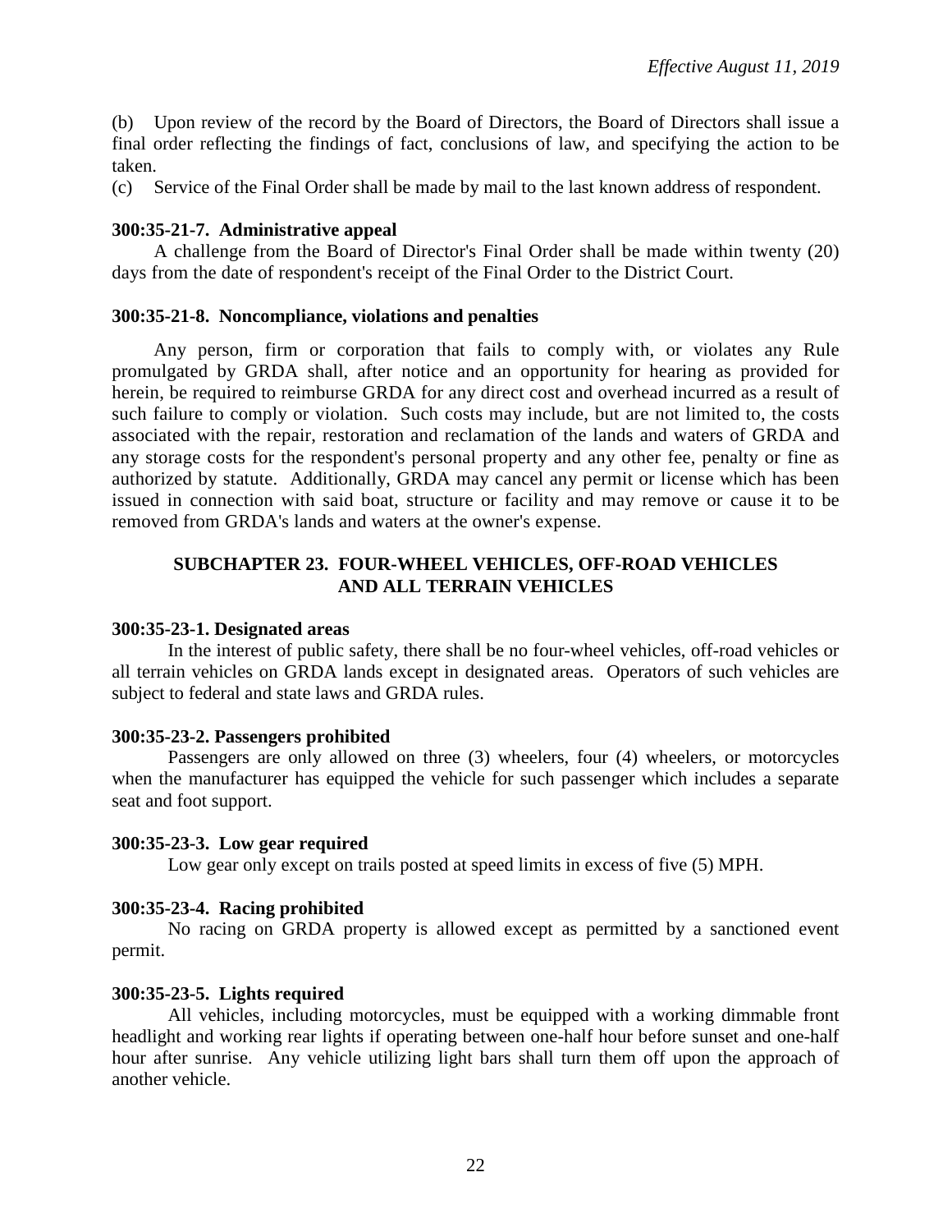*Effective August 11, 2019*

(b) Upon review of the record by the Board of Directors, the Board of Directors shall issue a final order reflecting the findings of fact, conclusions of law, and specifying the action to be taken.

(c) Service of the Final Order shall be made by mail to the last known address of respondent.

**300:35-21-7. Administrative appeal**

A challenge from the Board of Director's Final Order shall be made within twenty (20) days from the date of respondent's receipt of the Final Order to the District Court.

**300:35-21-8. Noncompliance, violations and penalties**

Any person, firm or corporation that fails to comply with, or violates any Rule promulgated by GRDA shall, after notice and an opportunity for hearing as provided for herein, be required to reimburse GRDA for any direct cost and overhead incurred as a result of such failure to comply or violation. Such costs may include, but are not limited to, the costs associated with the repair, restoration and reclamation of the lands and waters of GRDA and any storage costs for the respondent's personal property and any other fee, penalty or fine as authorized by statute. Additionally, GRDA may cancel any permit or license which has been issued in connection with said boat, structure or facility and may remove or cause it to be removed from GRDA's lands and waters at the owner's expense.

## SUBCHAPTER 23. FOUR-WHEEL VEHICLES, OFF-ROAD VEHICLES AND ALL TERRAIN VEHICLES

**300:35-23-1. Designated areas**

In the interest of public safety, there shall be no four-wheel vehicles, off-road vehicles or all terrain vehicles on GRDA lands except in designated areas. Operators of such vehicles are subject to federal and state laws and GRDA rules.

**300:35-23-2. Passengers prohibited**

Passengers are only allowed on three (3) wheelers, four (4) wheelers, or motorcycles when the manufacturer has equipped the vehicle for such passenger which includes a separate seat and foot support.

**300:35-23-3. Low gear required**

Low gear only except on trails posted at speed limits in excess of five (5) MPH.

**300:35-23-4. Racing prohibited**

No racing on GRDA property is allowed except as permitted by a sanctioned event permit.

**300:35-23-5. Lights required**

All vehicles, including motorcycles, must be equipped with a working dimmable front headlight and working rear lights if operating between one-half hour before sunset and one-half hour after sunrise. Any vehicle utilizing light bars shall turn them off upon the approach of another vehicle.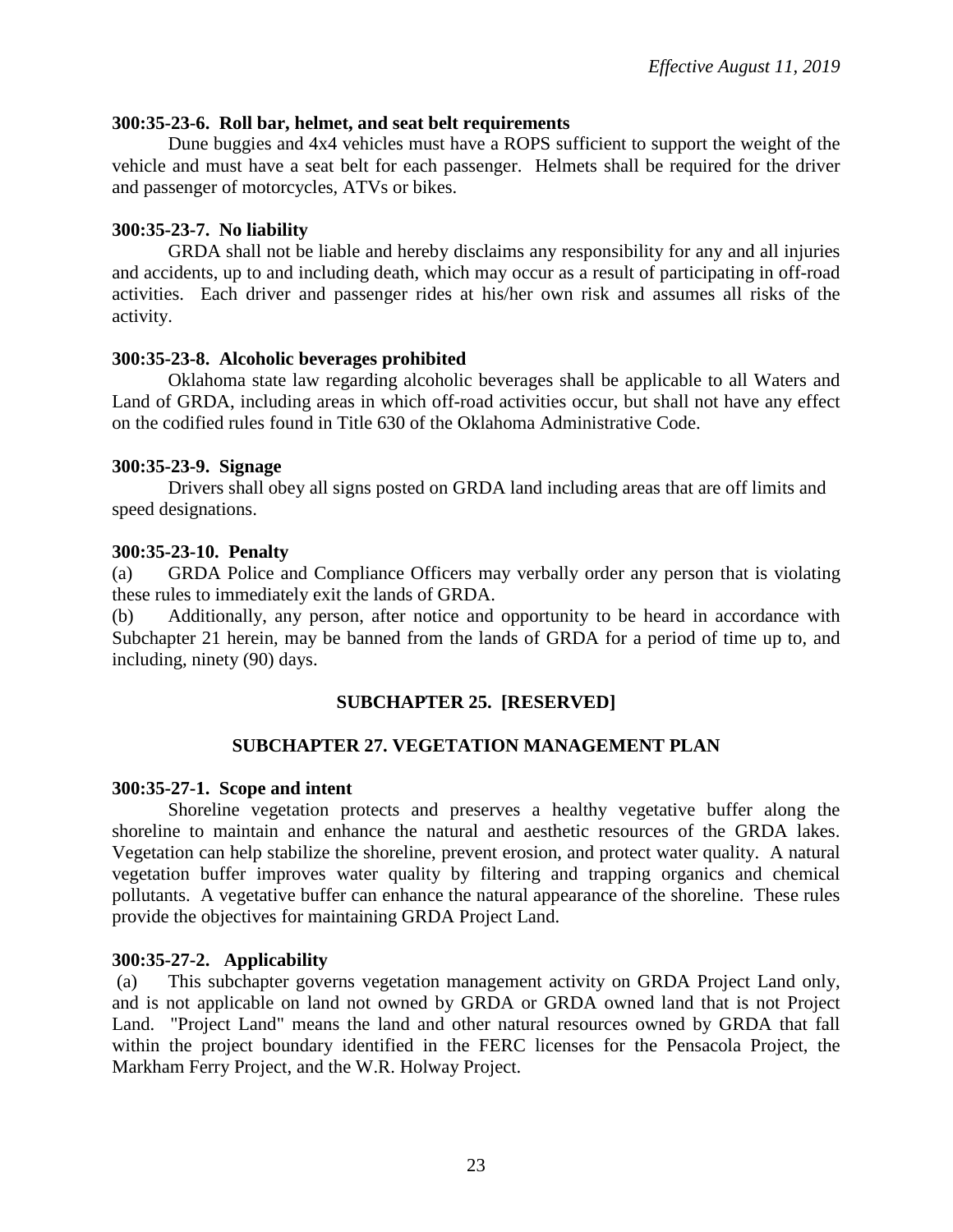**300:35-23-6. Roll bar, helmet, and seat belt requirements**

Dune buggies and 4x4 vehicles must have a ROPS sufficient to support the weight of the vehicle and must have a seat belt for each passenger. Helmets shall be required for the driver and passenger of motorcycles, ATVs or bikes.

**300:35-23-7. No liability**

GRDA shall not be liable and hereby disclaims any responsibility for any and all injuries and accidents, up to and including death, which may occur as a result of participating in off-road activities. Each driver and passenger rides at his/her own risk and assumes all risks of the activity.

**300:35-23-8. Alcoholic beverages prohibited**

Oklahoma state law regarding alcoholic beverages shall be applicable to all Waters and Land of GRDA, including areas in which off-road activities occur, but shall not have any effect on the codified rules found in Title 630 of the Oklahoma Administrative Code.

**300:35-23-9. Signage**

Drivers shall obey all signs posted on GRDA land including areas that are off limits and speed designations.

**300:35-23-10. Penalty**

(a) GRDA Police and Compliance Officers may verbally order any person that is violating these rules to immediately exit the lands of GRDA.

(b) Additionally, any person, after notice and opportunity to be heard in accordance with Subchapter 21 herein, may be banned from the lands of GRDA for a period of time up to, and including, ninety (90) days.

## SUBCHAPTER 25. [RESERVED]

## SUBCHAPTER 27. VEGETATION MANAGEMENT PLAN

**300:35-27-1. Scope and intent**

Shoreline vegetation protects and preserves a healthy vegetative buffer along the shoreline to maintain and enhance the natural and aesthetic resources of the GRDA lakes. Vegetation can help stabilize the shoreline, prevent erosion, and protect water quality. A natural vegetation buffer improves water quality by filtering and trapping organics and chemical pollutants. A vegetative buffer can enhance the natural appearance of the shoreline. These rules provide the objectives for maintaining GRDA Project Land.

**300:35-27-2. Applicability**

(a) This subchapter governs vegetation management activity on GRDA Project Land only, and is not applicable on land not owned by GRDA or GRDA owned land that is not Project Land. "Project Land" means the land and other natural resources owned by GRDA that fall within the project boundary identified in the FERC licenses for the Pensacola Project, the Markham Ferry Project, and the W.R. Holway Project.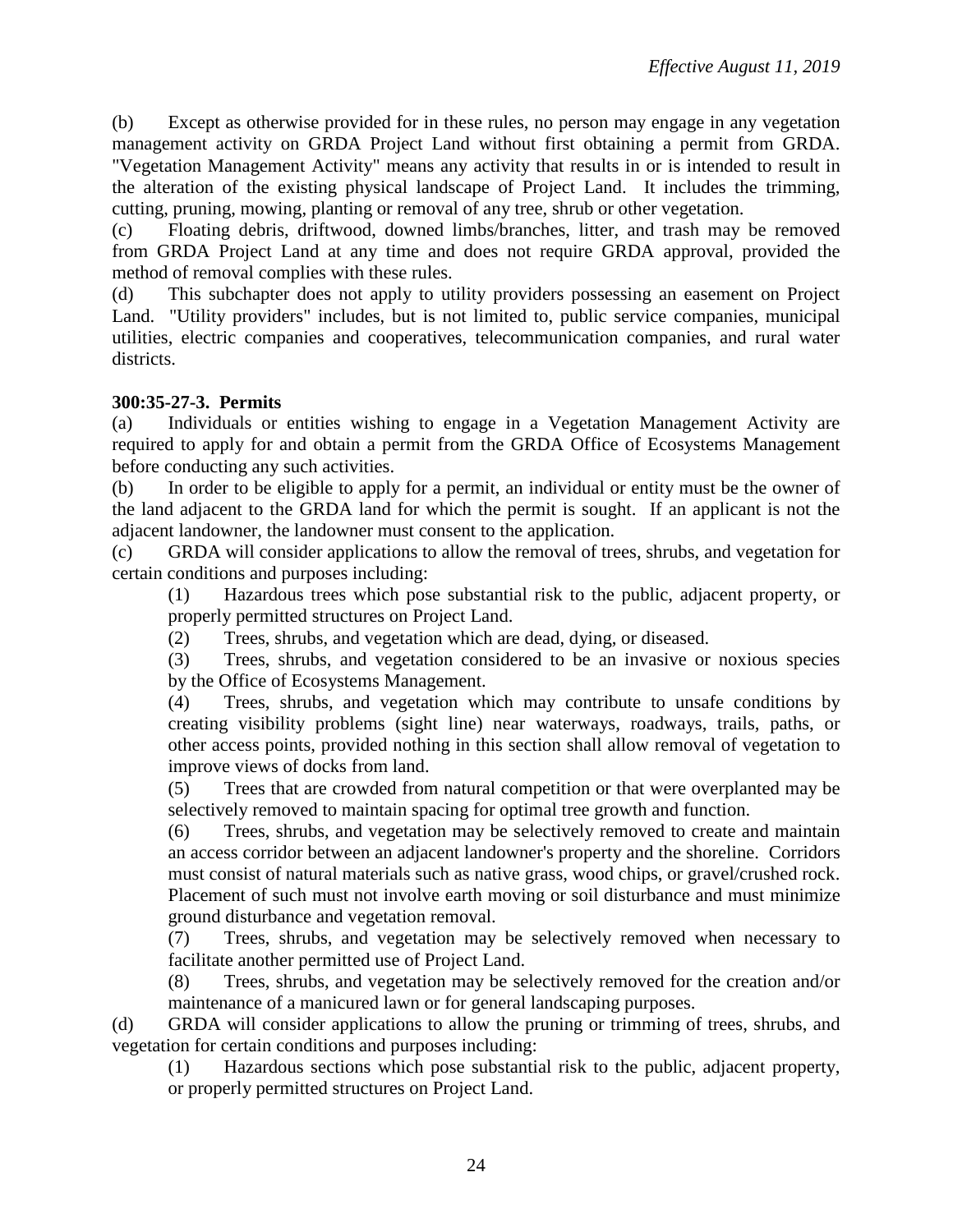(b) Except as otherwise provided for in these rules, no person may engage in any vegetation management activity on GRDA Project Land without first obtaining a permit from GRDA. "Vegetation Management Activity" means any activity that results in or is intended to result in the alteration of the existing physical landscape of Project Land. It includes the trimming, cutting, pruning, mowing, planting or removal of any tree, shrub or other vegetation.

(c) Floating debris, driftwood, downed limbs/branches, litter, and trash may be removed from GRDA Project Land at any time and does not require GRDA approval, provided the method of removal complies with these rules.

(d) This subchapter does not apply to utility providers possessing an easement on Project Land. "Utility providers" includes, but is not limited to, public service companies, municipal utilities, electric companies and cooperatives, telecommunication companies, and rural water districts.

**300:35-27-3. Permits**

(a) Individuals or entities wishing to engage in a Vegetation Management Activity are required to apply for and obtain a permit from the GRDA Office of Ecosystems Management before conducting any such activities.

(b) In order to be eligible to apply for a permit, an individual or entity must be the owner of the land adjacent to the GRDA land for which the permit is sought. If an applicant is not the adjacent landowner, the landowner must consent to the application.

(c) GRDA will consider applications to allow the removal of trees, shrubs, and vegetation for certain conditions and purposes including:

(1) Hazardous trees which pose substantial risk to the public, adjacent property, or properly permitted structures on Project Land.

(2) Trees, shrubs, and vegetation which are dead, dying, or diseased.

(3) Trees, shrubs, and vegetation considered to be an invasive or noxious species by the Office of Ecosystems Management.

(4) Trees, shrubs, and vegetation which may contribute to unsafe conditions by creating visibility problems (sight line) near waterways, roadways, trails, paths, or other access points, provided nothing in this section shall allow removal of vegetation to improve views of docks from land.

(5) Trees that are crowded from natural competition or that were overplanted may be selectively removed to maintain spacing for optimal tree growth and function.

(6) Trees, shrubs, and vegetation may be selectively removed to create and maintain an access corridor between an adjacent landowner's property and the shoreline. Corridors must consist of natural materials such as native grass, wood chips, or gravel/crushed rock. Placement of such must not involve earth moving or soil disturbance and must minimize ground disturbance and vegetation removal.

(7) Trees, shrubs, and vegetation may be selectively removed when necessary to facilitate another permitted use of Project Land.

(8) Trees, shrubs, and vegetation may be selectively removed for the creation and/or maintenance of a manicured lawn or for general landscaping purposes.

(d) GRDA will consider applications to allow the pruning or trimming of trees, shrubs, and vegetation for certain conditions and purposes including:

(1) Hazardous sections which pose substantial risk to the public, adjacent property, or properly permitted structures on Project Land.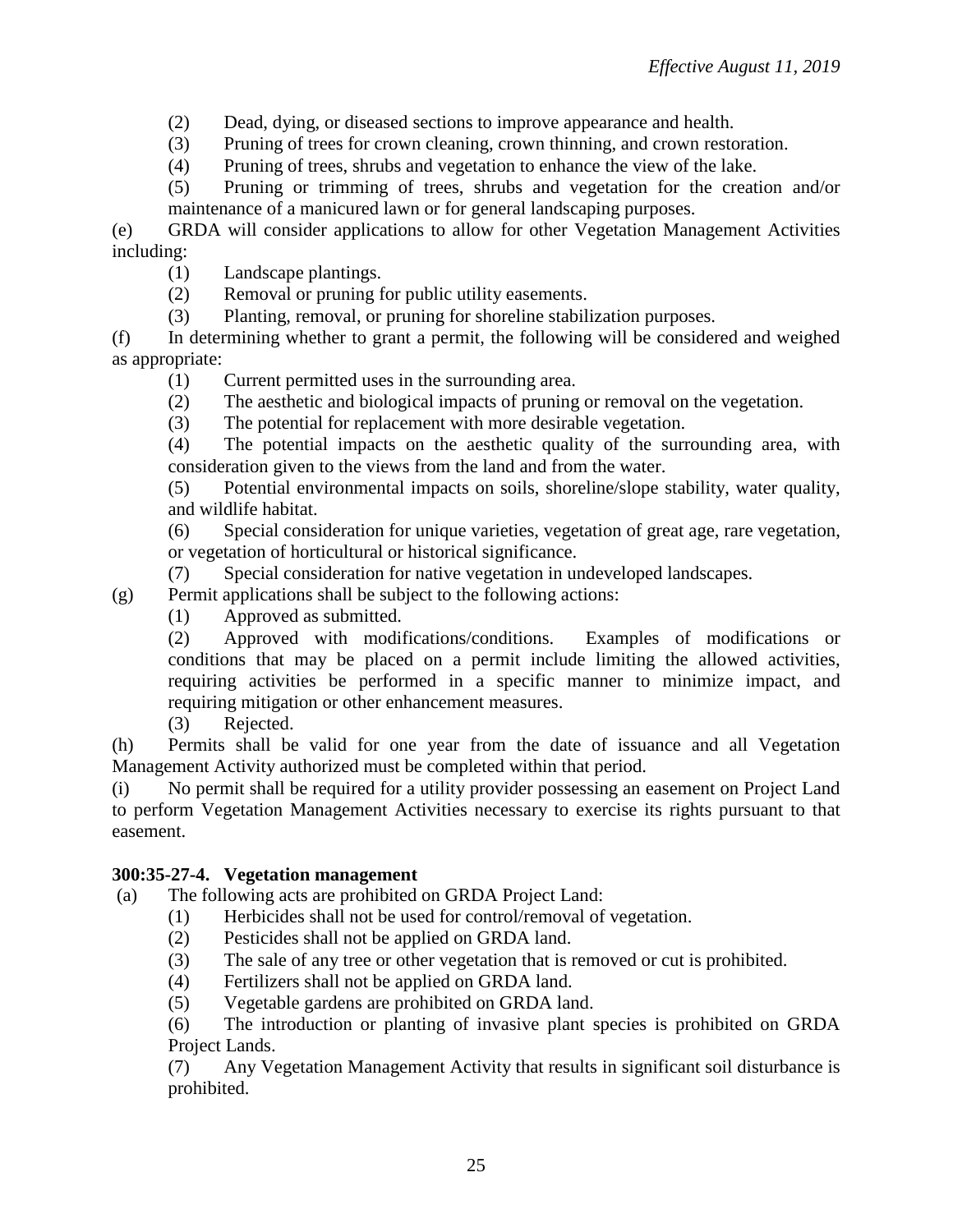(2) Dead, dying, or diseased sections to improve appearance and health.

(3) Pruning of trees for crown cleaning, crown thinning, and crown restoration.

(4) Pruning of trees, shrubs and vegetation to enhance the view of the lake.

(5) Pruning or trimming of trees, shrubs and vegetation for the creation and/or maintenance of a manicured lawn or for general landscaping purposes.

(e) GRDA will consider applications to allow for other Vegetation Management Activities including:

(1) Landscape plantings.

(2) Removal or pruning for public utility easements.

(3) Planting, removal, or pruning for shoreline stabilization purposes.

(f) In determining whether to grant a permit, the following will be considered and weighed as appropriate:

(1) Current permitted uses in the surrounding area.

(2) The aesthetic and biological impacts of pruning or removal on the vegetation.

(3) The potential for replacement with more desirable vegetation.

(4) The potential impacts on the aesthetic quality of the surrounding area, with consideration given to the views from the land and from the water.

(5) Potential environmental impacts on soils, shoreline/slope stability, water quality, and wildlife habitat.

(6) Special consideration for unique varieties, vegetation of great age, rare vegetation, or vegetation of horticultural or historical significance.

(7) Special consideration for native vegetation in undeveloped landscapes.

(g) Permit applications shall be subject to the following actions:

(1) Approved as submitted.

(2) Approved with modifications/conditions. Examples of modifications or conditions that may be placed on a permit include limiting the allowed activities, requiring activities be performed in a specific manner to minimize impact, and requiring mitigation or other enhancement measures.

(3) Rejected.

(h) Permits shall be valid for one year from the date of issuance and all Vegetation Management Activity authorized must be completed within that period.

(i) No permit shall be required for a utility provider possessing an easement on Project Land to perform Vegetation Management Activities necessary to exercise its rights pursuant to that easement.

**300:35-27-4. Vegetation management**

(a) The following acts are prohibited on GRDA Project Land:

(1) Herbicides shall not be used for control/removal of vegetation.

(2) Pesticides shall not be applied on GRDA land.

(3) The sale of any tree or other vegetation that is removed or cut is prohibited.

(4) Fertilizers shall not be applied on GRDA land.

(5) Vegetable gardens are prohibited on GRDA land.

(6) The introduction or planting of invasive plant species is prohibited on GRDA Project Lands.

(7) Any Vegetation Management Activity that results in significant soil disturbance is prohibited.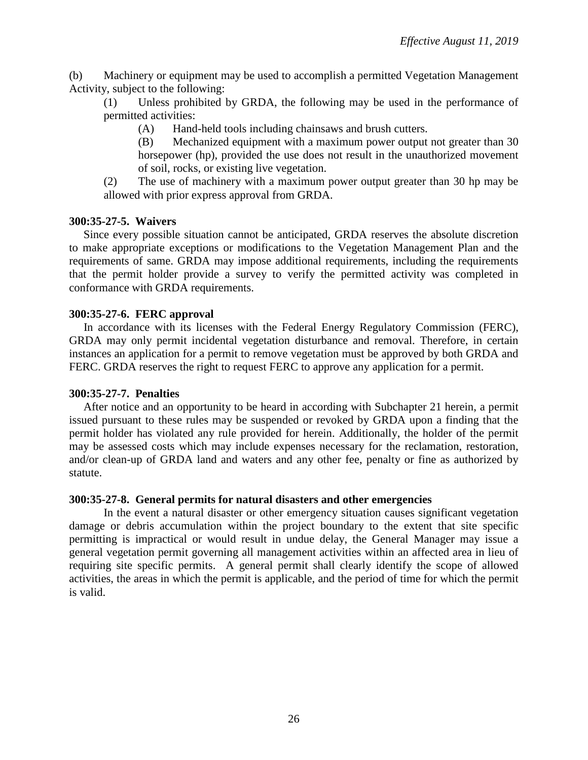(b) Machinery or equipment may be used to accomplish a permitted Vegetation Management Activity, subject to the following:

(1) Unless prohibited by GRDA, the following may be used in the performance of permitted activities:

(A) Hand-held tools including chainsaws and brush cutters.

(B) Mechanized equipment with a maximum power output not greater than 30 horsepower (hp), provided the use does not result in the unauthorized movement of soil, rocks, or existing live vegetation.

(2) The use of machinery with a maximum power output greater than 30 hp may be allowed with prior express approval from GRDA.

**300:35-27-5. Waivers**

Since every possible situation cannot be anticipated, GRDA reserves the absolute discretion to make appropriate exceptions or modifications to the Vegetation Management Plan and the requirements of same. GRDA may impose additional requirements, including the requirements that the permit holder provide a survey to verify the permitted activity was completed in conformance with GRDA requirements.

**300:35-27-6. FERC approval**

In accordance with its licenses with the Federal Energy Regulatory Commission (FERC), GRDA may only permit incidental vegetation disturbance and removal. Therefore, in certain instances an application for a permit to remove vegetation must be approved by both GRDA and FERC. GRDA reserves the right to request FERC to approve any application for a permit.

**300:35-27-7. Penalties**

After notice and an opportunity to be heard in according with Subchapter 21 herein, a permit issued pursuant to these rules may be suspended or revoked by GRDA upon a finding that the permit holder has violated any rule provided for herein. Additionally, the holder of the permit may be assessed costs which may include expenses necessary for the reclamation, restoration, and/or clean-up of GRDA land and waters and any other fee, penalty or fine as authorized by statute.

**300:35-27-8. General permits for natural disasters and other emergencies**

In the event a natural disaster or other emergency situation causes significant vegetation damage or debris accumulation within the project boundary to the extent that site specific permitting is impractical or would result in undue delay, the General Manager may issue a general vegetation permit governing all management activities within an affected area in lieu of requiring site specific permits. A general permit shall clearly identify the scope of allowed activities, the areas in which the permit is applicable, and the period of time for which the permit is valid.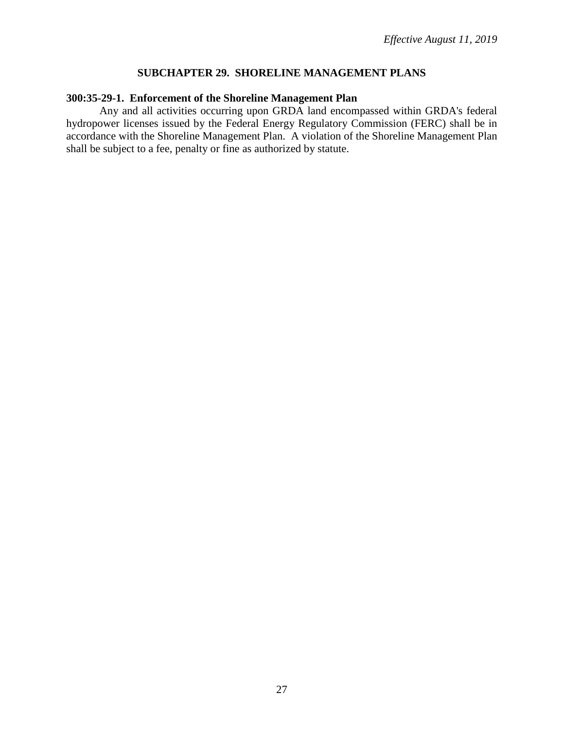*Effective August 11, 2019*

## SUBCHAPTER 29. SHORELINE MANAGEMENT PLANS

### 300:35-29-1. Enforcement of the Shoreline Management Plan

Any and all activities occurring upon GRDA land encompassed within GRDA's federal hydropower licenses issued by the Federal Energy Regulatory Commission (FERC) shall be in accordance with the Shoreline Management Plan. A violation of the Shoreline Management Plan shall be subject to a fee, penalty or fine as authorized by statute.